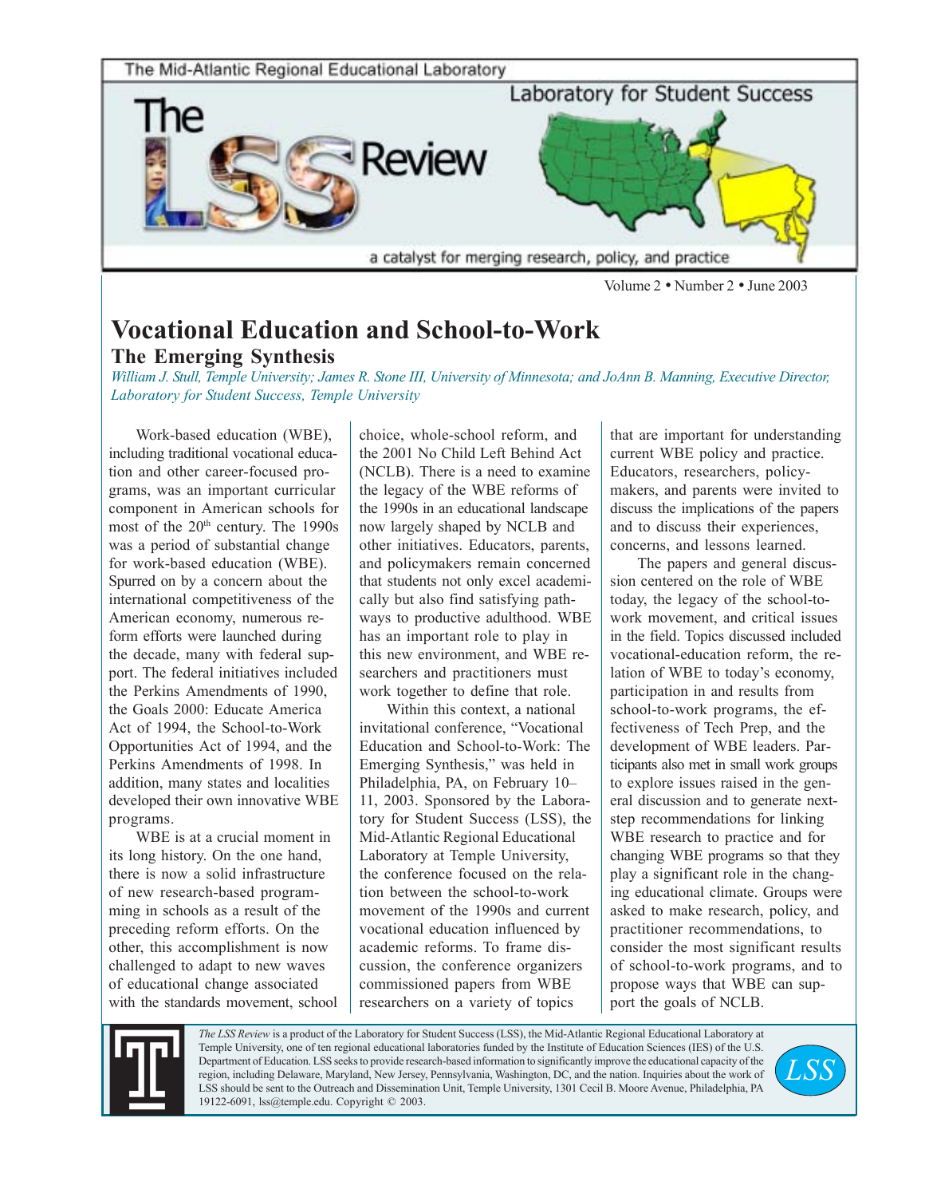The Mid-Atlantic Regional Educational Laboratory

# The LSS Review

Laboratory for Student Success

a catalyst for merging research, policy, and practice

Volume 2 • Number 2 • June 2003

# Vocational Education and School-to-Work

## The Emerging Synthesis

*William J. Stull, Temple University; James R. Stone III, University of Minnesota; and JoAnn B. Manning, Executive Director, Laboratory for Student Success, Temple University*

Work-based education (WBE), including traditional vocational education and other career-focused programs, was an important curricular component in American schools for most of the 20th century. The 1990s was a period of substantial change for work-based education (WBE). Spurred on by a concern about the international competitiveness of the American economy, numerous reform efforts were launched during the decade, many with federal support. The federal initiatives included the Perkins Amendments of 1990, the Goals 2000: Educate America Act of 1994, the School-to-Work Opportunities Act of 1994, and the Perkins Amendments of 1998. In addition, many states and localities developed their own innovative WBE programs.

WBE is at a crucial moment in its long history. On the one hand, there is now a solid infrastructure of new research-based programming in schools as a result of the preceding reform efforts. On the other, this accomplishment is now challenged to adapt to new waves of educational change associated with the standards movement, school choice, whole-school reform, and the 2001 No Child Left Behind Act (NCLB). There is a need to examine the legacy of the WBE reforms of the 1990s in an educational landscape now largely shaped by NCLB and other initiatives. Educators, parents, and policymakers remain concerned that students not only excel academically but also find satisfying pathways to productive adulthood. WBE has an important role to play in this new environment, and WBE researchers and practitioners must work together to define that role.

Within this context, a national invitational conference, "Vocational Education and School-to-Work: The Emerging Synthesis," was held in Philadelphia, PA, on February 10–11, 2003. Sponsored by the Laboratory for Student Success (LSS), the Mid-Atlantic Regional Educational Laboratory at Temple University, the conference focused on the relation between the school-to-work movement of the 1990s and current vocational education influenced by academic reforms. To frame discussion, the conference organizers commissioned papers from WBE researchers on a variety of topics that are important for understanding current WBE policy and practice. Educators, researchers, policymakers, and parents were invited to discuss the implications of the papers and to discuss their experiences, concerns, and lessons learned.

The papers and general discussion centered on the role of WBE today, the legacy of the school-to-work movement, and critical issues in the field. Topics discussed included vocational-education reform, the relation of WBE to today's economy, participation in and results from school-to-work programs, the effectiveness of Tech Prep, and the development of WBE leaders. Participants also met in small work groups to explore issues raised in the general discussion and to generate next-step recommendations for linking WBE research to practice and for changing WBE programs so that they play a significant role in the changing educational climate. Groups were asked to make research, policy, and practitioner recommendations, to consider the most significant results of school-to-work programs, and to propose ways that WBE can support the goals of NCLB.

*The LSS Review* is a product of the Laboratory for Student Success (LSS), the Mid-Atlantic Regional Educational Laboratory at Temple University, one of ten regional educational laboratories funded by the Institute of Education Sciences (IES) of the U.S. Department of Education. LSS seeks to provide research-based information to significantly improve the educational capacity of the region, including Delaware, Maryland, New Jersey, Pennsylvania, Washington, DC, and the nation. Inquiries about the work of LSS should be sent to the Outreach and Dissemination Unit, Temple University, 1301 Cecil B. Moore Avenue, Philadelphia, PA 19122-6091, lss@temple.edu. Copyright © 2003.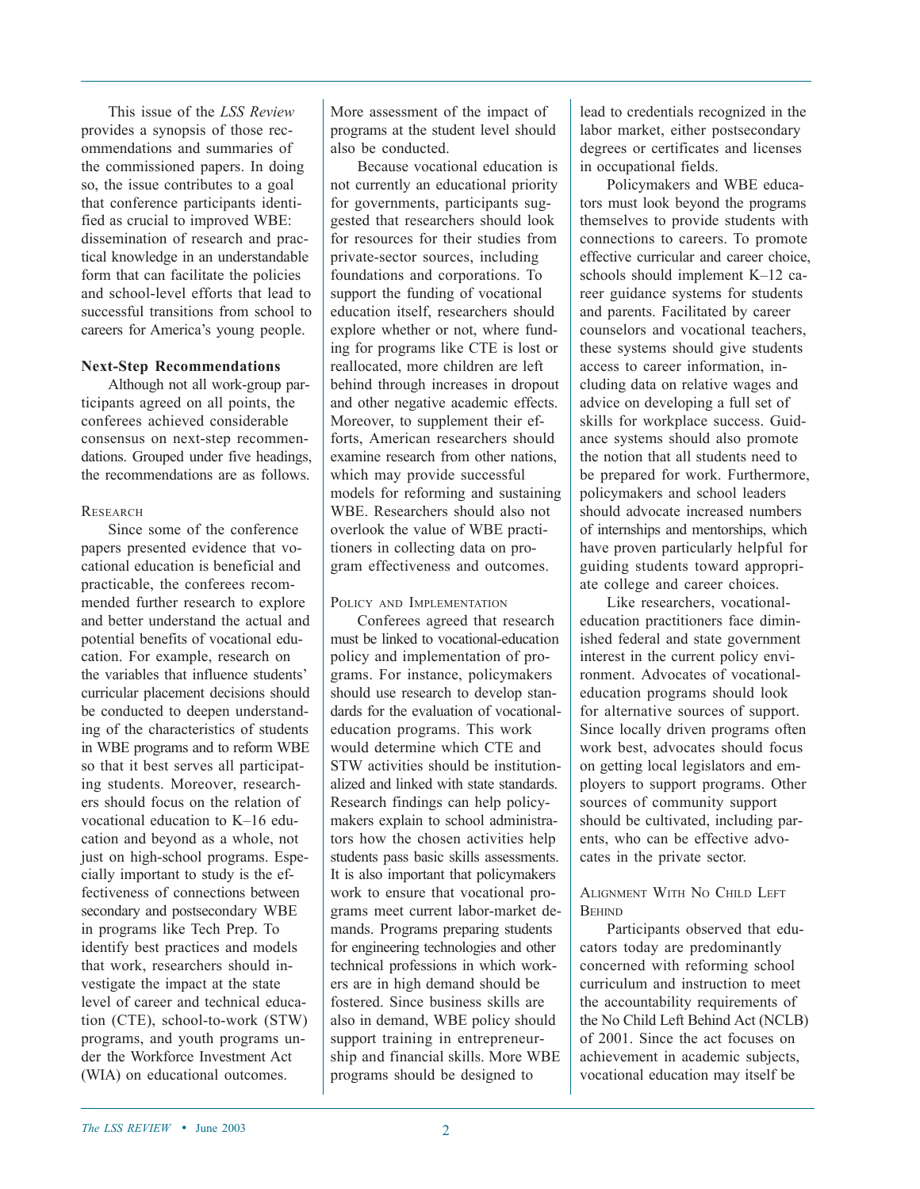This issue of the *LSS Review* provides a synopsis of those recommendations and summaries of the commissioned papers. In doing so, the issue contributes to a goal that conference participants identified as crucial to improved WBE: dissemination of research and practical knowledge in an understandable form that can facilitate the policies and school-level efforts that lead to successful transitions from school to careers for America's young people.

### Next-Step Recommendations

Although not all work-group participants agreed on all points, the conferees achieved considerable consensus on next-step recommendations. Grouped under five headings, the recommendations are as follows.

#### Research

Since some of the conference papers presented evidence that vocational education is beneficial and practicable, the conferees recommended further research to explore and better understand the actual and potential benefits of vocational education. For example, research on the variables that influence students' curricular placement decisions should be conducted to deepen understanding of the characteristics of students in WBE programs and to reform WBE so that it best serves all participating students. Moreover, researchers should focus on the relation of vocational education to K–16 education and beyond as a whole, not just on high-school programs. Especially important to study is the effectiveness of connections between secondary and postsecondary WBE in programs like Tech Prep. To identify best practices and models that work, researchers should investigate the impact at the state level of career and technical education (CTE), school-to-work (STW) programs, and youth programs under the Workforce Investment Act (WIA) on educational outcomes. More assessment of the impact of programs at the student level should also be conducted.

Because vocational education is not currently an educational priority for governments, participants suggested that researchers should look for resources for their studies from private-sector sources, including foundations and corporations. To support the funding of vocational education itself, researchers should explore whether or not, where funding for programs like CTE is lost or reallocated, more children are left behind through increases in dropout and other negative academic effects. Moreover, to supplement their efforts, American researchers should examine research from other nations, which may provide successful models for reforming and sustaining WBE. Researchers should also not overlook the value of WBE practitioners in collecting data on program effectiveness and outcomes.

#### Policy and Implementation

Conferees agreed that research must be linked to vocational-education policy and implementation of programs. For instance, policymakers should use research to develop standards for the evaluation of vocational-education programs. This work would determine which CTE and STW activities should be institutionalized and linked with state standards. Research findings can help policymakers explain to school administrators how the chosen activities help students pass basic skills assessments. It is also important that policymakers work to ensure that vocational programs meet current labor-market demands. Programs preparing students for engineering technologies and other technical professions in which workers are in high demand should be fostered. Since business skills are also in demand, WBE policy should support training in entrepreneurship and financial skills. More WBE programs should be designed to lead to credentials recognized in the labor market, either postsecondary degrees or certificates and licenses in occupational fields.

Policymakers and WBE educators must look beyond the programs themselves to provide students with connections to careers. To promote effective curricular and career choice, schools should implement K–12 career guidance systems for students and parents. Facilitated by career counselors and vocational teachers, these systems should give students access to career information, including data on relative wages and advice on developing a full set of skills for workplace success. Guidance systems should also promote the notion that all students need to be prepared for work. Furthermore, policymakers and school leaders should advocate increased numbers of internships and mentorships, which have proven particularly helpful for guiding students toward appropriate college and career choices.

Like researchers, vocational-education practitioners face diminished federal and state government interest in the current policy environment. Advocates of vocational-education programs should look for alternative sources of support. Since locally driven programs often work best, advocates should focus on getting local legislators and employers to support programs. Other sources of community support should be cultivated, including parents, who can be effective advocates in the private sector.

#### Alignment With No Child Left Behind

Participants observed that educators today are predominantly concerned with reforming school curriculum and instruction to meet the accountability requirements of the No Child Left Behind Act (NCLB) of 2001. Since the act focuses on achievement in academic subjects, vocational education may itself be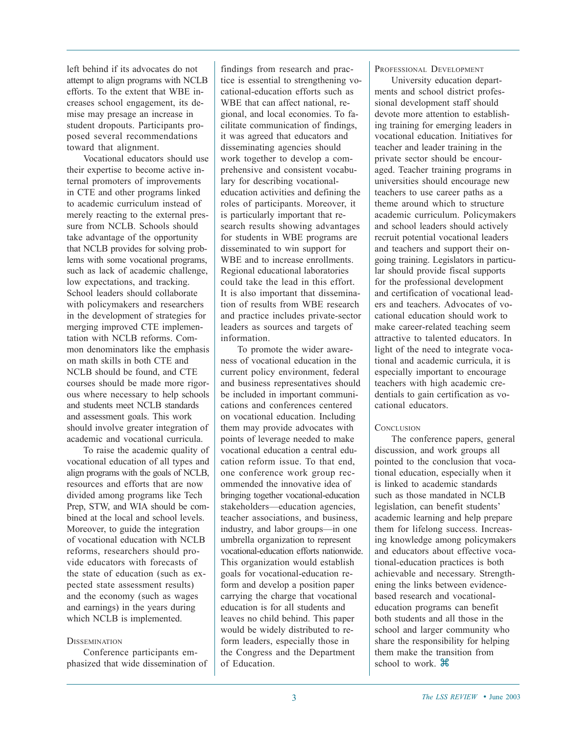left behind if its advocates do not attempt to align programs with NCLB efforts. To the extent that WBE increases school engagement, its demise may presage an increase in student dropouts. Participants proposed several recommendations toward that alignment.

Vocational educators should use their expertise to become active internal promoters of improvements in CTE and other programs linked to academic curriculum instead of merely reacting to the external pressure from NCLB. Schools should take advantage of the opportunity that NCLB provides for solving problems with some vocational programs, such as lack of academic challenge, low expectations, and tracking. School leaders should collaborate with policymakers and researchers in the development of strategies for merging improved CTE implementation with NCLB reforms. Common denominators like the emphasis on math skills in both CTE and NCLB should be found, and CTE courses should be made more rigorous where necessary to help schools and students meet NCLB standards and assessment goals. This work should involve greater integration of academic and vocational curricula.

To raise the academic quality of vocational education of all types and align programs with the goals of NCLB, resources and efforts that are now divided among programs like Tech Prep, STW, and WIA should be combined at the local and school levels. Moreover, to guide the integration of vocational education with NCLB reforms, researchers should provide educators with forecasts of the state of education (such as expected state assessment results) and the economy (such as wages and earnings) in the years during which NCLB is implemented.

### Dissemination

Conference participants emphasized that wide dissemination of findings from research and practice is essential to strengthening vocational-education efforts such as WBE that can affect national, regional, and local economies. To facilitate communication of findings, it was agreed that educators and disseminating agencies should work together to develop a comprehensive and consistent vocabulary for describing vocational-education activities and defining the roles of participants. Moreover, it is particularly important that research results showing advantages for students in WBE programs are disseminated to win support for WBE and to increase enrollments. Regional educational laboratories could take the lead in this effort. It is also important that dissemination of results from WBE research and practice includes private-sector leaders as sources and targets of information.

To promote the wider awareness of vocational education in the current policy environment, federal and business representatives should be included in important communications and conferences centered on vocational education. Including them may provide advocates with points of leverage needed to make vocational education a central education reform issue. To that end, one conference work group recommended the innovative idea of bringing together vocational-education stakeholders—education agencies, teacher associations, and business, industry, and labor groups—in one umbrella organization to represent vocational-education efforts nationwide. This organization would establish goals for vocational-education reform and develop a position paper carrying the charge that vocational education is for all students and leaves no child behind. This paper would be widely distributed to reform leaders, especially those in the Congress and the Department of Education.

### Professional Development

University education departments and school district professional development staff should devote more attention to establishing training for emerging leaders in vocational education. Initiatives for teacher and leader training in the private sector should be encouraged. Teacher training programs in universities should encourage new teachers to use career paths as a theme around which to structure academic curriculum. Policymakers and school leaders should actively recruit potential vocational leaders and teachers and support their ongoing training. Legislators in particular should provide fiscal supports for the professional development and certification of vocational leaders and teachers. Advocates of vocational education should work to make career-related teaching seem attractive to talented educators. In light of the need to integrate vocational and academic curricula, it is especially important to encourage teachers with high academic credentials to gain certification as vocational educators.

### Conclusion

The conference papers, general discussion, and work groups all pointed to the conclusion that vocational education, especially when it is linked to academic standards such as those mandated in NCLB legislation, can benefit students' academic learning and help prepare them for lifelong success. Increasing knowledge among policymakers and educators about effective vocational-education practices is both achievable and necessary. Strengthening the links between evidence-based research and vocational-education programs can benefit both students and all those in the school and larger community who share the responsibility for helping them make the transition from school to work. ⌘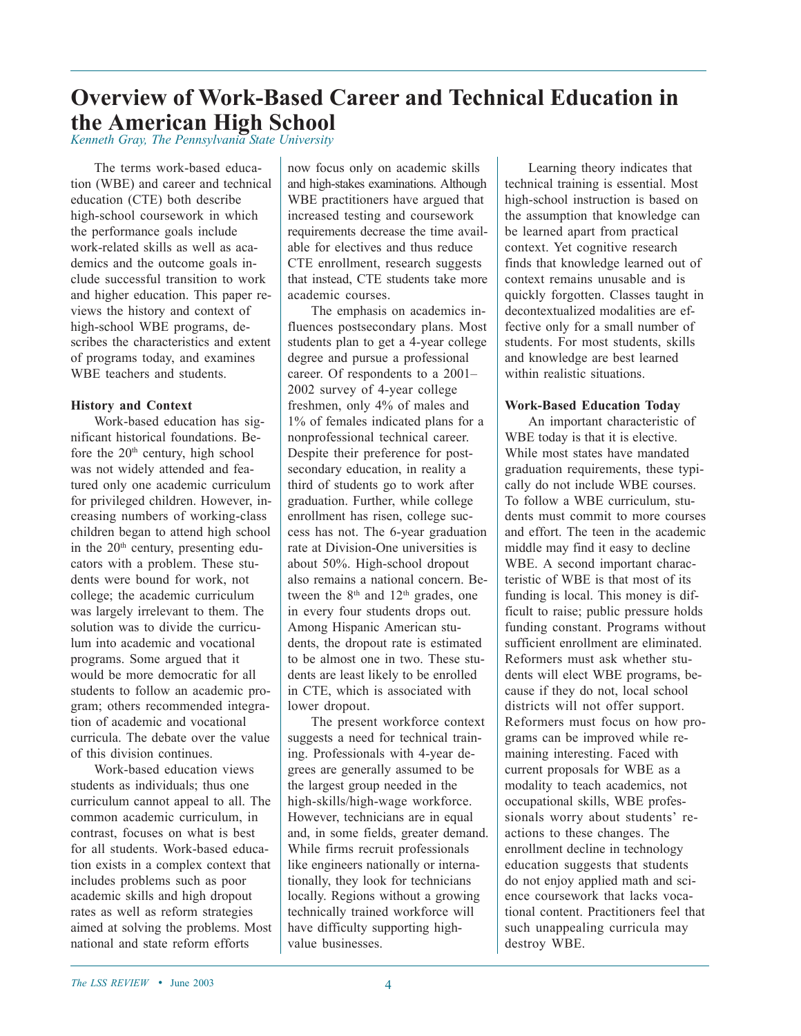# Overview of Work-Based Career and Technical Education in the American High School

*Kenneth Gray, The Pennsylvania State University*

The terms work-based education (WBE) and career and technical education (CTE) both describe high-school coursework in which the performance goals include work-related skills as well as academics and the outcome goals include successful transition to work and higher education. This paper reviews the history and context of high-school WBE programs, describes the characteristics and extent of programs today, and examines WBE teachers and students.

**History and Context**

Work-based education has significant historical foundations. Before the 20th century, high school was not widely attended and featured only one academic curriculum for privileged children. However, increasing numbers of working-class children began to attend high school in the 20th century, presenting educators with a problem. These students were bound for work, not college; the academic curriculum was largely irrelevant to them. The solution was to divide the curriculum into academic and vocational programs. Some argued that it would be more democratic for all students to follow an academic program; others recommended integration of academic and vocational curricula. The debate over the value of this division continues.

Work-based education views students as individuals; thus one curriculum cannot appeal to all. The common academic curriculum, in contrast, focuses on what is best for all students. Work-based education exists in a complex context that includes problems such as poor academic skills and high dropout rates as well as reform strategies aimed at solving the problems. Most national and state reform efforts now focus only on academic skills and high-stakes examinations. Although WBE practitioners have argued that increased testing and coursework requirements decrease the time available for electives and thus reduce CTE enrollment, research suggests that instead, CTE students take more academic courses.

The emphasis on academics influences postsecondary plans. Most students plan to get a 4-year college degree and pursue a professional career. Of respondents to a 2001–2002 survey of 4-year college freshmen, only 4% of males and 1% of females indicated plans for a nonprofessional technical career. Despite their preference for postsecondary education, in reality a third of students go to work after graduation. Further, while college enrollment has risen, college success has not. The 6-year graduation rate at Division-One universities is about 50%. High-school dropout also remains a national concern. Between the 8th and 12th grades, one in every four students drops out. Among Hispanic American students, the dropout rate is estimated to be almost one in two. These students are least likely to be enrolled in CTE, which is associated with lower dropout.

The present workforce context suggests a need for technical training. Professionals with 4-year degrees are generally assumed to be the largest group needed in the high-skills/high-wage workforce. However, technicians are in equal and, in some fields, greater demand. While firms recruit professionals like engineers nationally or internationally, they look for technicians locally. Regions without a growing technically trained workforce will have difficulty supporting high-value businesses.

Learning theory indicates that technical training is essential. Most high-school instruction is based on the assumption that knowledge can be learned apart from practical context. Yet cognitive research finds that knowledge learned out of context remains unusable and is quickly forgotten. Classes taught in decontextualized modalities are effective only for a small number of students. For most students, skills and knowledge are best learned within realistic situations.

**Work-Based Education Today**

An important characteristic of WBE today is that it is elective. While most states have mandated graduation requirements, these typically do not include WBE courses. To follow a WBE curriculum, students must commit to more courses and effort. The teen in the academic middle may find it easy to decline WBE. A second important characteristic of WBE is that most of its funding is local. This money is difficult to raise; public pressure holds funding constant. Programs without sufficient enrollment are eliminated. Reformers must ask whether students will elect WBE programs, because if they do not, local school districts will not offer support. Reformers must focus on how programs can be improved while remaining interesting. Faced with current proposals for WBE as a modality to teach academics, not occupational skills, WBE professionals worry about students' reactions to these changes. The enrollment decline in technology education suggests that students do not enjoy applied math and science coursework that lacks vocational content. Practitioners feel that such unappealing curricula may destroy WBE.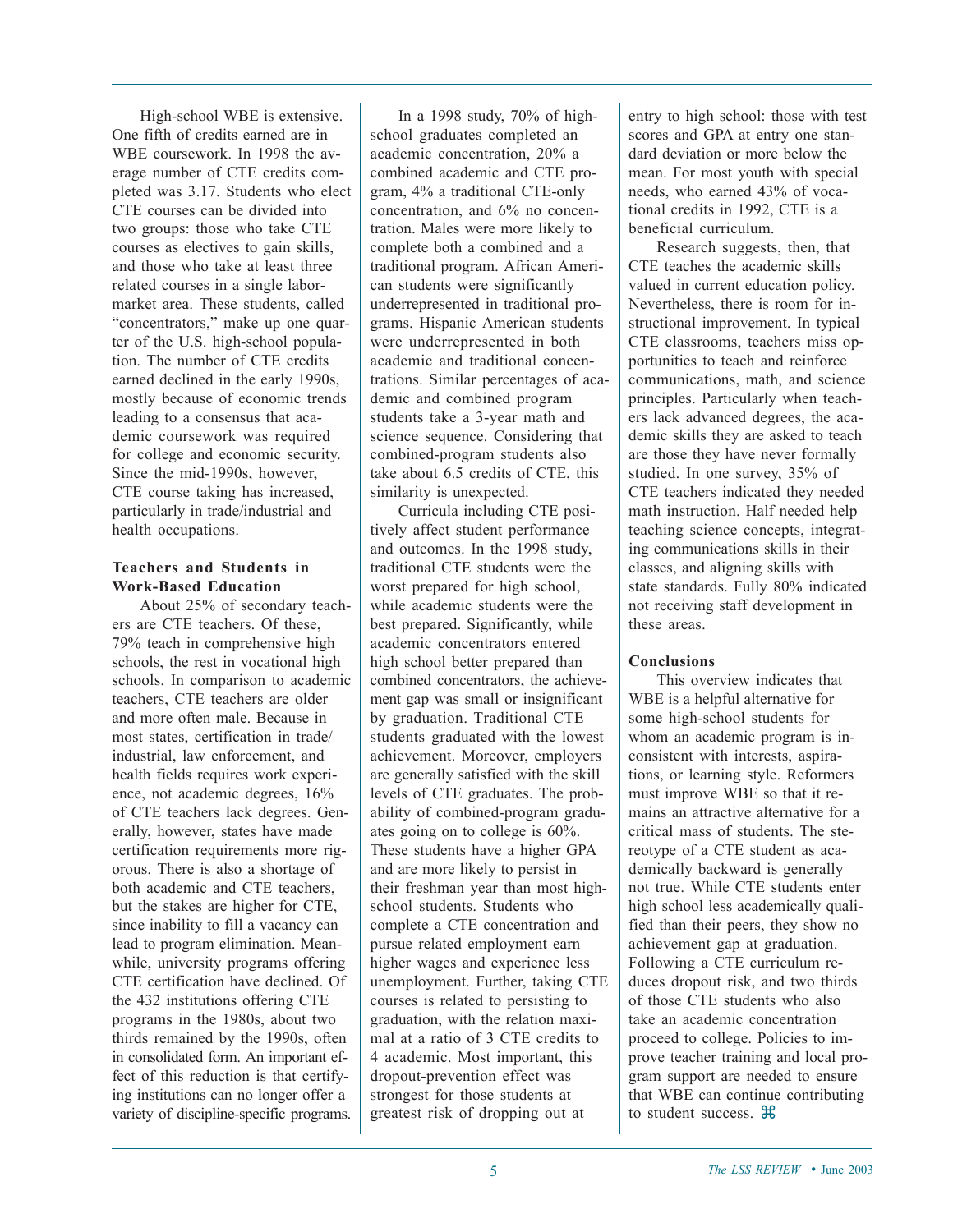High-school WBE is extensive. One fifth of credits earned are in WBE coursework. In 1998 the average number of CTE credits completed was 3.17. Students who elect CTE courses can be divided into two groups: those who take CTE courses as electives to gain skills, and those who take at least three related courses in a single labor-market area. These students, called "concentrators," make up one quarter of the U.S. high-school population. The number of CTE credits earned declined in the early 1990s, mostly because of economic trends leading to a consensus that academic coursework was required for college and economic security. Since the mid-1990s, however, CTE course taking has increased, particularly in trade/industrial and health occupations.

### Teachers and Students in Work-Based Education

About 25% of secondary teachers are CTE teachers. Of these, 79% teach in comprehensive high schools, the rest in vocational high schools. In comparison to academic teachers, CTE teachers are older and more often male. Because in most states, certification in trade/industrial, law enforcement, and health fields requires work experience, not academic degrees, 16% of CTE teachers lack degrees. Generally, however, states have made certification requirements more rigorous. There is also a shortage of both academic and CTE teachers, but the stakes are higher for CTE, since inability to fill a vacancy can lead to program elimination. Meanwhile, university programs offering CTE certification have declined. Of the 432 institutions offering CTE programs in the 1980s, about two thirds remained by the 1990s, often in consolidated form. An important effect of this reduction is that certifying institutions can no longer offer a variety of discipline-specific programs.

In a 1998 study, 70% of high-school graduates completed an academic concentration, 20% a combined academic and CTE program, 4% a traditional CTE-only concentration, and 6% no concentration. Males were more likely to complete both a combined and a traditional program. African American students were significantly underrepresented in traditional programs. Hispanic American students were underrepresented in both academic and traditional concentrations. Similar percentages of academic and combined program students take a 3-year math and science sequence. Considering that combined-program students also take about 6.5 credits of CTE, this similarity is unexpected.

Curricula including CTE positively affect student performance and outcomes. In the 1998 study, traditional CTE students were the worst prepared for high school, while academic students were the best prepared. Significantly, while academic concentrators entered high school better prepared than combined concentrators, the achievement gap was small or insignificant by graduation. Traditional CTE students graduated with the lowest achievement. Moreover, employers are generally satisfied with the skill levels of CTE graduates. The probability of combined-program graduates going on to college is 60%. These students have a higher GPA and are more likely to persist in their freshman year than most high-school students. Students who complete a CTE concentration and pursue related employment earn higher wages and experience less unemployment. Further, taking CTE courses is related to persisting to graduation, with the relation maximal at a ratio of 3 CTE credits to 4 academic. Most important, this dropout-prevention effect was strongest for those students at greatest risk of dropping out at entry to high school: those with test scores and GPA at entry one standard deviation or more below the mean. For most youth with special needs, who earned 43% of vocational credits in 1992, CTE is a beneficial curriculum.

Research suggests, then, that CTE teaches the academic skills valued in current education policy. Nevertheless, there is room for instructional improvement. In typical CTE classrooms, teachers miss opportunities to teach and reinforce communications, math, and science principles. Particularly when teachers lack advanced degrees, the academic skills they are asked to teach are those they have never formally studied. In one survey, 35% of CTE teachers indicated they needed math instruction. Half needed help teaching science concepts, integrating communications skills in their classes, and aligning skills with state standards. Fully 80% indicated not receiving staff development in these areas.

### Conclusions

This overview indicates that WBE is a helpful alternative for some high-school students for whom an academic program is inconsistent with interests, aspirations, or learning style. Reformers must improve WBE so that it remains an attractive alternative for a critical mass of students. The stereotype of a CTE student as academically backward is generally not true. While CTE students enter high school less academically qualified than their peers, they show no achievement gap at graduation. Following a CTE curriculum reduces dropout risk, and two thirds of those CTE students who also take an academic concentration proceed to college. Policies to improve teacher training and local program support are needed to ensure that WBE can continue contributing to student success. ⌘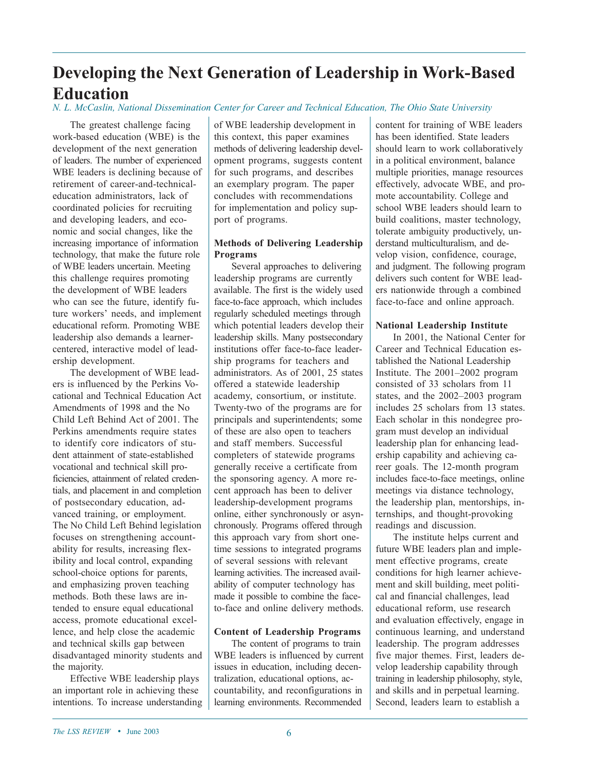# Developing the Next Generation of Leadership in Work-Based Education

*N. L. McCaslin, National Dissemination Center for Career and Technical Education, The Ohio State University*

The greatest challenge facing work-based education (WBE) is the development of the next generation of leaders. The number of experienced WBE leaders is declining because of retirement of career-and-technical-education administrators, lack of coordinated policies for recruiting and developing leaders, and economic and social changes, like the increasing importance of information technology, that make the future role of WBE leaders uncertain. Meeting this challenge requires promoting the development of WBE leaders who can see the future, identify future workers' needs, and implement educational reform. Promoting WBE leadership also demands a learner-centered, interactive model of leadership development.

The development of WBE leaders is influenced by the Perkins Vocational and Technical Education Act Amendments of 1998 and the No Child Left Behind Act of 2001. The Perkins amendments require states to identify core indicators of student attainment of state-established vocational and technical skill proficiencies, attainment of related credentials, and placement in and completion of postsecondary education, advanced training, or employment. The No Child Left Behind legislation focuses on strengthening accountability for results, increasing flexibility and local control, expanding school-choice options for parents, and emphasizing proven teaching methods. Both these laws are intended to ensure equal educational access, promote educational excellence, and help close the academic and technical skills gap between disadvantaged minority students and the majority.

Effective WBE leadership plays an important role in achieving these intentions. To increase understanding of WBE leadership development in this context, this paper examines methods of delivering leadership development programs, suggests content for such programs, and describes an exemplary program. The paper concludes with recommendations for implementation and policy support of programs.

**Methods of Delivering Leadership Programs**

Several approaches to delivering leadership programs are currently available. The first is the widely used face-to-face approach, which includes regularly scheduled meetings through which potential leaders develop their leadership skills. Many postsecondary institutions offer face-to-face leadership programs for teachers and administrators. As of 2001, 25 states offered a statewide leadership academy, consortium, or institute. Twenty-two of the programs are for principals and superintendents; some of these are also open to teachers and staff members. Successful completers of statewide programs generally receive a certificate from the sponsoring agency. A more recent approach has been to deliver leadership-development programs online, either synchronously or asynchronously. Programs offered through this approach vary from short one-time sessions to integrated programs of several sessions with relevant learning activities. The increased availability of computer technology has made it possible to combine the face-to-face and online delivery methods.

**Content of Leadership Programs**

The content of programs to train WBE leaders is influenced by current issues in education, including decentralization, educational options, accountability, and reconfigurations in learning environments. Recommended content for training of WBE leaders has been identified. State leaders should learn to work collaboratively in a political environment, balance multiple priorities, manage resources effectively, advocate WBE, and promote accountability. College and school WBE leaders should learn to build coalitions, master technology, tolerate ambiguity productively, understand multiculturalism, and develop vision, confidence, courage, and judgment. The following program delivers such content for WBE leaders nationwide through a combined face-to-face and online approach.

**National Leadership Institute**

In 2001, the National Center for Career and Technical Education established the National Leadership Institute. The 2001–2002 program consisted of 33 scholars from 11 states, and the 2002–2003 program includes 25 scholars from 13 states. Each scholar in this nondegree program must develop an individual leadership plan for enhancing leadership capability and achieving career goals. The 12-month program includes face-to-face meetings, online meetings via distance technology, the leadership plan, mentorships, internships, and thought-provoking readings and discussion.

The institute helps current and future WBE leaders plan and implement effective programs, create conditions for high learner achievement and skill building, meet political and financial challenges, lead educational reform, use research and evaluation effectively, engage in continuous learning, and understand leadership. The program addresses five major themes. First, leaders develop leadership capability through training in leadership philosophy, style, and skills and in perpetual learning. Second, leaders learn to establish a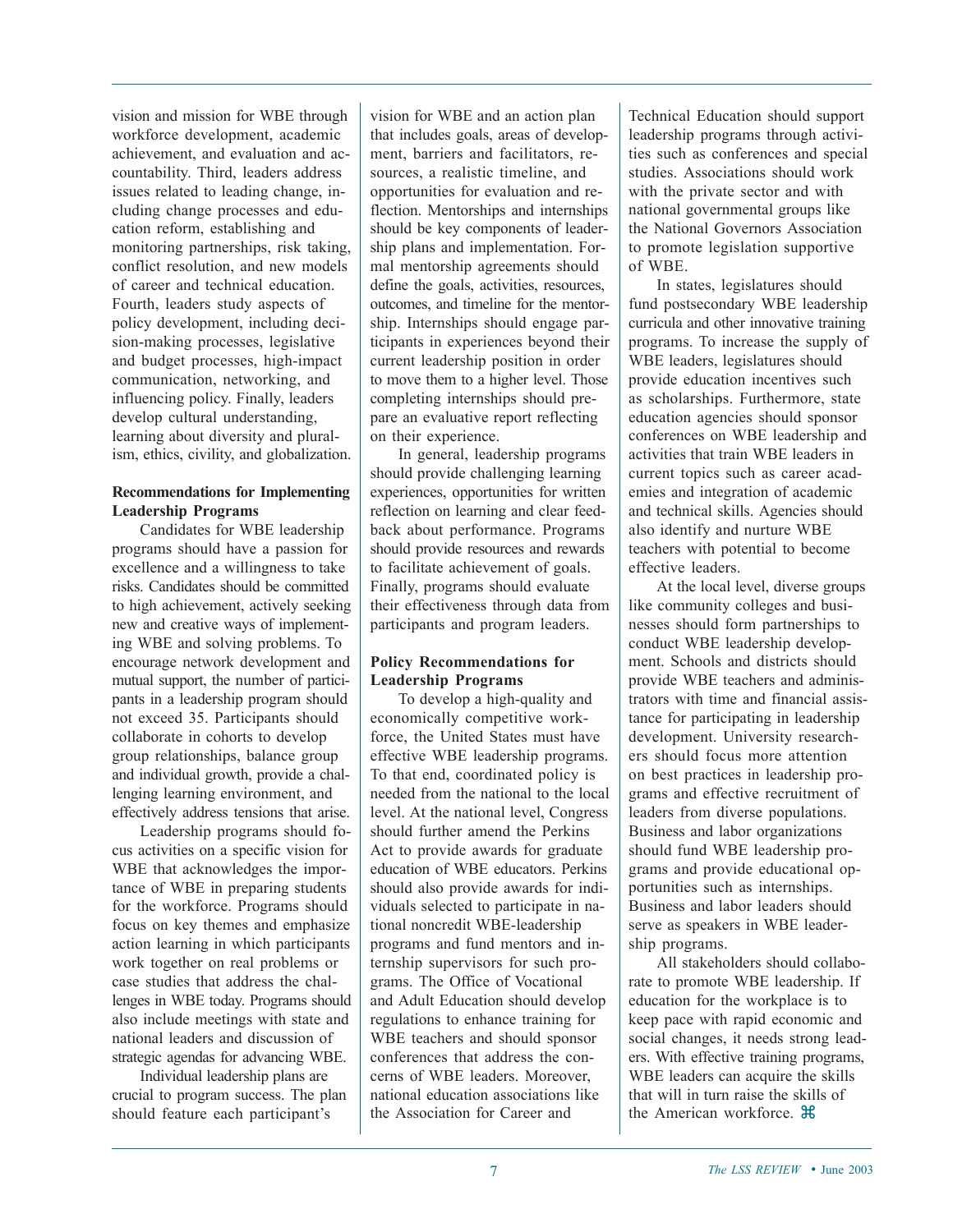vision and mission for WBE through workforce development, academic achievement, and evaluation and accountability. Third, leaders address issues related to leading change, including change processes and education reform, establishing and monitoring partnerships, risk taking, conflict resolution, and new models of career and technical education. Fourth, leaders study aspects of policy development, including decision-making processes, legislative and budget processes, high-impact communication, networking, and influencing policy. Finally, leaders develop cultural understanding, learning about diversity and pluralism, ethics, civility, and globalization.

**Recommendations for Implementing Leadership Programs**

Candidates for WBE leadership programs should have a passion for excellence and a willingness to take risks. Candidates should be committed to high achievement, actively seeking new and creative ways of implementing WBE and solving problems. To encourage network development and mutual support, the number of participants in a leadership program should not exceed 35. Participants should collaborate in cohorts to develop group relationships, balance group and individual growth, provide a challenging learning environment, and effectively address tensions that arise.

Leadership programs should focus activities on a specific vision for WBE that acknowledges the importance of WBE in preparing students for the workforce. Programs should focus on key themes and emphasize action learning in which participants work together on real problems or case studies that address the challenges in WBE today. Programs should also include meetings with state and national leaders and discussion of strategic agendas for advancing WBE.

Individual leadership plans are crucial to program success. The plan should feature each participant's vision for WBE and an action plan that includes goals, areas of development, barriers and facilitators, resources, a realistic timeline, and opportunities for evaluation and reflection. Mentorships and internships should be key components of leadership plans and implementation. Formal mentorship agreements should define the goals, activities, resources, outcomes, and timeline for the mentorship. Internships should engage participants in experiences beyond their current leadership position in order to move them to a higher level. Those completing internships should prepare an evaluative report reflecting on their experience.

In general, leadership programs should provide challenging learning experiences, opportunities for written reflection on learning and clear feedback about performance. Programs should provide resources and rewards to facilitate achievement of goals. Finally, programs should evaluate their effectiveness through data from participants and program leaders.

**Policy Recommendations for Leadership Programs**

To develop a high-quality and economically competitive workforce, the United States must have effective WBE leadership programs. To that end, coordinated policy is needed from the national to the local level. At the national level, Congress should further amend the Perkins Act to provide awards for graduate education of WBE educators. Perkins should also provide awards for individuals selected to participate in national noncredit WBE-leadership programs and fund mentors and internship supervisors for such programs. The Office of Vocational and Adult Education should develop regulations to enhance training for WBE teachers and should sponsor conferences that address the concerns of WBE leaders. Moreover, national education associations like the Association for Career and Technical Education should support leadership programs through activities such as conferences and special studies. Associations should work with the private sector and with national governmental groups like the National Governors Association to promote legislation supportive of WBE.

In states, legislatures should fund postsecondary WBE leadership curricula and other innovative training programs. To increase the supply of WBE leaders, legislatures should provide education incentives such as scholarships. Furthermore, state education agencies should sponsor conferences on WBE leadership and activities that train WBE leaders in current topics such as career academies and integration of academic and technical skills. Agencies should also identify and nurture WBE teachers with potential to become effective leaders.

At the local level, diverse groups like community colleges and businesses should form partnerships to conduct WBE leadership development. Schools and districts should provide WBE teachers and administrators with time and financial assistance for participating in leadership development. University researchers should focus more attention on best practices in leadership programs and effective recruitment of leaders from diverse populations. Business and labor organizations should fund WBE leadership programs and provide educational opportunities such as internships. Business and labor leaders should serve as speakers in WBE leadership programs.

All stakeholders should collaborate to promote WBE leadership. If education for the workplace is to keep pace with rapid economic and social changes, it needs strong leaders. With effective training programs, WBE leaders can acquire the skills that will in turn raise the skills of the American workforce. ⌘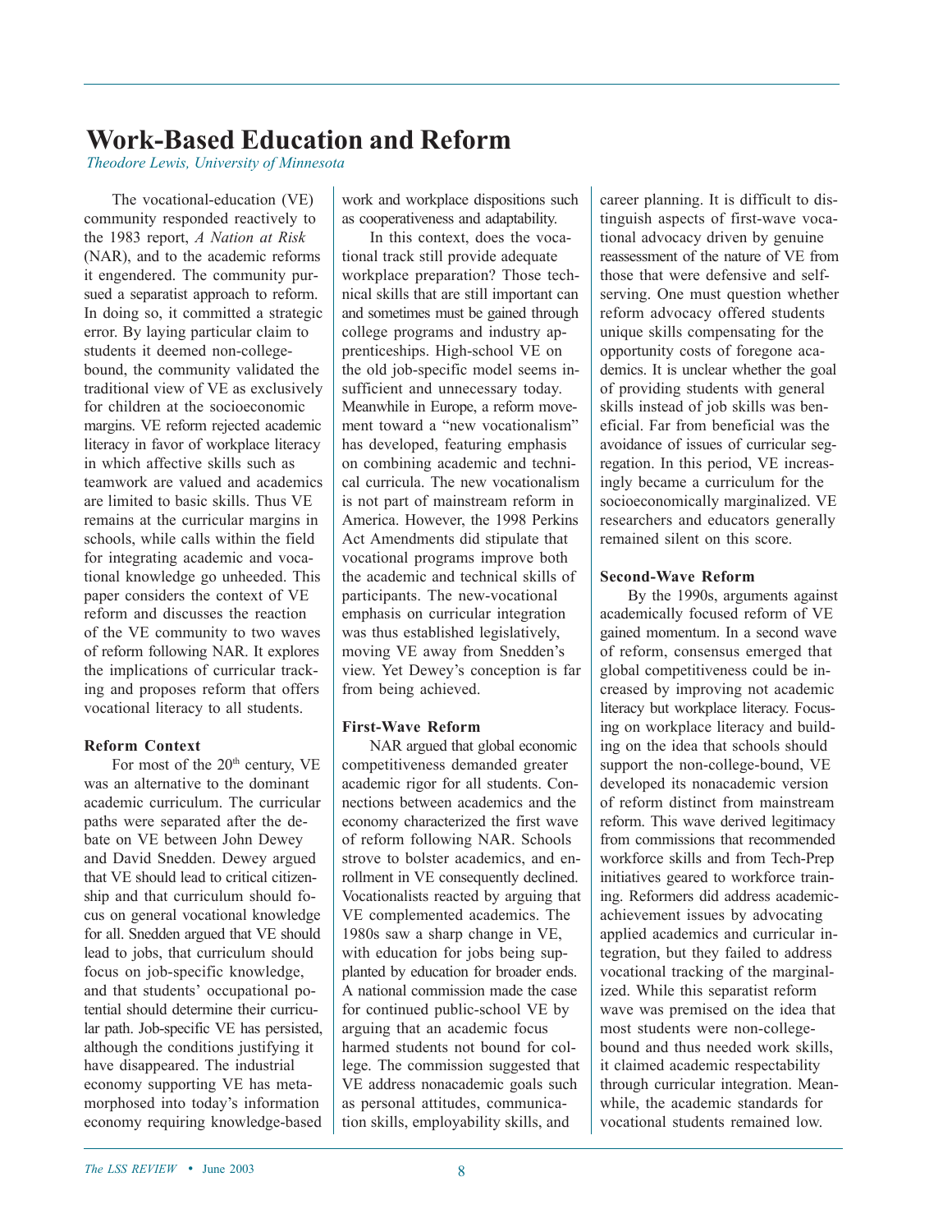# Work-Based Education and Reform

*Theodore Lewis, University of Minnesota*

The vocational-education (VE) community responded reactively to the 1983 report, *A Nation at Risk* (NAR), and to the academic reforms it engendered. The community pursued a separatist approach to reform. In doing so, it committed a strategic error. By laying particular claim to students it deemed non-college-bound, the community validated the traditional view of VE as exclusively for children at the socioeconomic margins. VE reform rejected academic literacy in favor of workplace literacy in which affective skills such as teamwork are valued and academics are limited to basic skills. Thus VE remains at the curricular margins in schools, while calls within the field for integrating academic and vocational knowledge go unheeded. This paper considers the context of VE reform and discusses the reaction of the VE community to two waves of reform following NAR. It explores the implications of curricular tracking and proposes reform that offers vocational literacy to all students.

### Reform Context

For most of the 20th century, VE was an alternative to the dominant academic curriculum. The curricular paths were separated after the debate on VE between John Dewey and David Snedden. Dewey argued that VE should lead to critical citizenship and that curriculum should focus on general vocational knowledge for all. Snedden argued that VE should lead to jobs, that curriculum should focus on job-specific knowledge, and that students' occupational potential should determine their curricular path. Job-specific VE has persisted, although the conditions justifying it have disappeared. The industrial economy supporting VE has metamorphosed into today's information economy requiring knowledge-based work and workplace dispositions such as cooperativeness and adaptability.

In this context, does the vocational track still provide adequate workplace preparation? Those technical skills that are still important can and sometimes must be gained through college programs and industry apprenticeships. High-school VE on the old job-specific model seems insufficient and unnecessary today. Meanwhile in Europe, a reform movement toward a "new vocationalism" has developed, featuring emphasis on combining academic and technical curricula. The new vocationalism is not part of mainstream reform in America. However, the 1998 Perkins Act Amendments did stipulate that vocational programs improve both the academic and technical skills of participants. The new-vocational emphasis on curricular integration was thus established legislatively, moving VE away from Snedden's view. Yet Dewey's conception is far from being achieved.

### First-Wave Reform

NAR argued that global economic competitiveness demanded greater academic rigor for all students. Connections between academics and the economy characterized the first wave of reform following NAR. Schools strove to bolster academics, and enrollment in VE consequently declined. Vocationalists reacted by arguing that VE complemented academics. The 1980s saw a sharp change in VE, with education for jobs being supplanted by education for broader ends. A national commission made the case for continued public-school VE by arguing that an academic focus harmed students not bound for college. The commission suggested that VE address nonacademic goals such as personal attitudes, communication skills, employability skills, and career planning. It is difficult to distinguish aspects of first-wave vocational advocacy driven by genuine reassessment of the nature of VE from those that were defensive and self-serving. One must question whether reform advocacy offered students unique skills compensating for the opportunity costs of foregone academics. It is unclear whether the goal of providing students with general skills instead of job skills was beneficial. Far from beneficial was the avoidance of issues of curricular segregation. In this period, VE increasingly became a curriculum for the socioeconomically marginalized. VE researchers and educators generally remained silent on this score.

### Second-Wave Reform

By the 1990s, arguments against academically focused reform of VE gained momentum. In a second wave of reform, consensus emerged that global competitiveness could be increased by improving not academic literacy but workplace literacy. Focusing on workplace literacy and building on the idea that schools should support the non-college-bound, VE developed its nonacademic version of reform distinct from mainstream reform. This wave derived legitimacy from commissions that recommended workforce skills and from Tech-Prep initiatives geared to workforce training. Reformers did address academic-achievement issues by advocating applied academics and curricular integration, but they failed to address vocational tracking of the marginalized. While this separatist reform wave was premised on the idea that most students were non-college-bound and thus needed work skills, it claimed academic respectability through curricular integration. Meanwhile, the academic standards for vocational students remained low.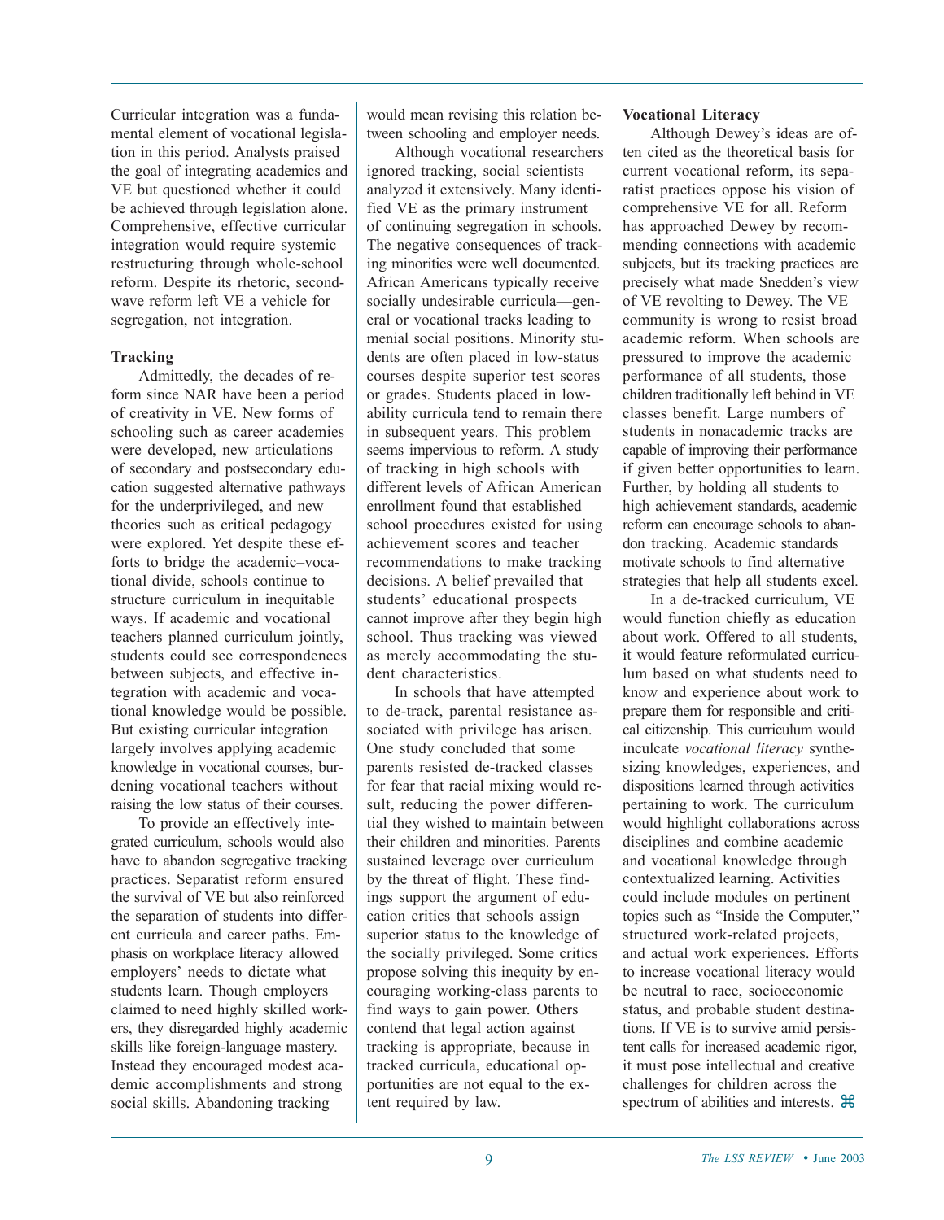Curricular integration was a fundamental element of vocational legislation in this period. Analysts praised the goal of integrating academics and VE but questioned whether it could be achieved through legislation alone. Comprehensive, effective curricular integration would require systemic restructuring through whole-school reform. Despite its rhetoric, second-wave reform left VE a vehicle for segregation, not integration.

**Tracking**

Admittedly, the decades of reform since NAR have been a period of creativity in VE. New forms of schooling such as career academies were developed, new articulations of secondary and postsecondary education suggested alternative pathways for the underprivileged, and new theories such as critical pedagogy were explored. Yet despite these efforts to bridge the academic–vocational divide, schools continue to structure curriculum in inequitable ways. If academic and vocational teachers planned curriculum jointly, students could see correspondences between subjects, and effective integration with academic and vocational knowledge would be possible. But existing curricular integration largely involves applying academic knowledge in vocational courses, burdening vocational teachers without raising the low status of their courses.

To provide an effectively integrated curriculum, schools would also have to abandon segregative tracking practices. Separatist reform ensured the survival of VE but also reinforced the separation of students into different curricula and career paths. Emphasis on workplace literacy allowed employers' needs to dictate what students learn. Though employers claimed to need highly skilled workers, they disregarded highly academic skills like foreign-language mastery. Instead they encouraged modest academic accomplishments and strong social skills. Abandoning tracking would mean revising this relation between schooling and employer needs.

Although vocational researchers ignored tracking, social scientists analyzed it extensively. Many identified VE as the primary instrument of continuing segregation in schools. The negative consequences of tracking minorities were well documented. African Americans typically receive socially undesirable curricula—general or vocational tracks leading to menial social positions. Minority students are often placed in low-status courses despite superior test scores or grades. Students placed in low-ability curricula tend to remain there in subsequent years. This problem seems impervious to reform. A study of tracking in high schools with different levels of African American enrollment found that established school procedures existed for using achievement scores and teacher recommendations to make tracking decisions. A belief prevailed that students' educational prospects cannot improve after they begin high school. Thus tracking was viewed as merely accommodating the student characteristics.

In schools that have attempted to de-track, parental resistance associated with privilege has arisen. One study concluded that some parents resisted de-tracked classes for fear that racial mixing would result, reducing the power differential they wished to maintain between their children and minorities. Parents sustained leverage over curriculum by the threat of flight. These findings support the argument of education critics that schools assign superior status to the knowledge of the socially privileged. Some critics propose solving this inequity by encouraging working-class parents to find ways to gain power. Others contend that legal action against tracking is appropriate, because in tracked curricula, educational opportunities are not equal to the extent required by law.

**Vocational Literacy**

Although Dewey's ideas are often cited as the theoretical basis for current vocational reform, its separatist practices oppose his vision of comprehensive VE for all. Reform has approached Dewey by recommending connections with academic subjects, but its tracking practices are precisely what made Snedden's view of VE revolting to Dewey. The VE community is wrong to resist broad academic reform. When schools are pressured to improve the academic performance of all students, those children traditionally left behind in VE classes benefit. Large numbers of students in nonacademic tracks are capable of improving their performance if given better opportunities to learn. Further, by holding all students to high achievement standards, academic reform can encourage schools to abandon tracking. Academic standards motivate schools to find alternative strategies that help all students excel.

In a de-tracked curriculum, VE would function chiefly as education about work. Offered to all students, it would feature reformulated curriculum based on what students need to know and experience about work to prepare them for responsible and critical citizenship. This curriculum would inculcate *vocational literacy* synthesizing knowledges, experiences, and dispositions learned through activities pertaining to work. The curriculum would highlight collaborations across disciplines and combine academic and vocational knowledge through contextualized learning. Activities could include modules on pertinent topics such as "Inside the Computer," structured work-related projects, and actual work experiences. Efforts to increase vocational literacy would be neutral to race, socioeconomic status, and probable student destinations. If VE is to survive amid persistent calls for increased academic rigor, it must pose intellectual and creative challenges for children across the spectrum of abilities and interests. ⌘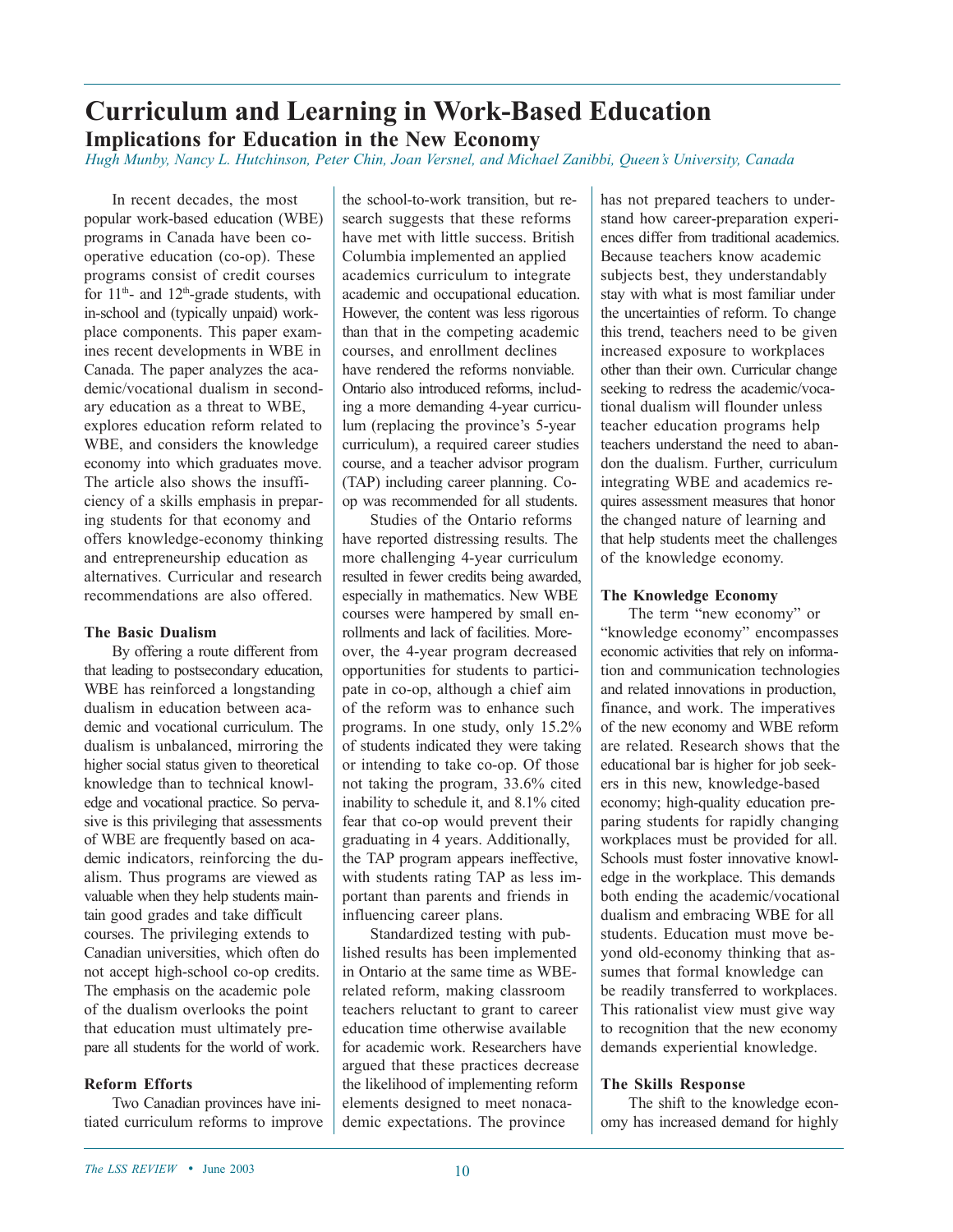# Curriculum and Learning in Work-Based Education

## Implications for Education in the New Economy

*Hugh Munby, Nancy L. Hutchinson, Peter Chin, Joan Versnel, and Michael Zanibbi, Queen's University, Canada*

In recent decades, the most popular work-based education (WBE) programs in Canada have been cooperative education (co-op). These programs consist of credit courses for 11th- and 12th-grade students, with in-school and (typically unpaid) workplace components. This paper examines recent developments in WBE in Canada. The paper analyzes the academic/vocational dualism in secondary education as a threat to WBE, explores education reform related to WBE, and considers the knowledge economy into which graduates move. The article also shows the insufficiency of a skills emphasis in preparing students for that economy and offers knowledge-economy thinking and entrepreneurship education as alternatives. Curricular and research recommendations are also offered.

### The Basic Dualism

By offering a route different from that leading to postsecondary education, WBE has reinforced a longstanding dualism in education between academic and vocational curriculum. The dualism is unbalanced, mirroring the higher social status given to theoretical knowledge than to technical knowledge and vocational practice. So pervasive is this privileging that assessments of WBE are frequently based on academic indicators, reinforcing the dualism. Thus programs are viewed as valuable when they help students maintain good grades and take difficult courses. The privileging extends to Canadian universities, which often do not accept high-school co-op credits. The emphasis on the academic pole of the dualism overlooks the point that education must ultimately prepare all students for the world of work.

### Reform Efforts

Two Canadian provinces have initiated curriculum reforms to improve the school-to-work transition, but research suggests that these reforms have met with little success. British Columbia implemented an applied academics curriculum to integrate academic and occupational education. However, the content was less rigorous than that in the competing academic courses, and enrollment declines have rendered the reforms nonviable. Ontario also introduced reforms, including a more demanding 4-year curriculum (replacing the province's 5-year curriculum), a required career studies course, and a teacher advisor program (TAP) including career planning. Co-op was recommended for all students.

Studies of the Ontario reforms have reported distressing results. The more challenging 4-year curriculum resulted in fewer credits being awarded, especially in mathematics. New WBE courses were hampered by small enrollments and lack of facilities. Moreover, the 4-year program decreased opportunities for students to participate in co-op, although a chief aim of the reform was to enhance such programs. In one study, only 15.2% of students indicated they were taking or intending to take co-op. Of those not taking the program, 33.6% cited inability to schedule it, and 8.1% cited fear that co-op would prevent their graduating in 4 years. Additionally, the TAP program appears ineffective, with students rating TAP as less important than parents and friends in influencing career plans.

Standardized testing with published results has been implemented in Ontario at the same time as WBE-related reform, making classroom teachers reluctant to grant to career education time otherwise available for academic work. Researchers have argued that these practices decrease the likelihood of implementing reform elements designed to meet nonacademic expectations. The province has not prepared teachers to understand how career-preparation experiences differ from traditional academics. Because teachers know academic subjects best, they understandably stay with what is most familiar under the uncertainties of reform. To change this trend, teachers need to be given increased exposure to workplaces other than their own. Curricular change seeking to redress the academic/vocational dualism will flounder unless teacher education programs help teachers understand the need to abandon the dualism. Further, curriculum integrating WBE and academics requires assessment measures that honor the changed nature of learning and that help students meet the challenges of the knowledge economy.

### The Knowledge Economy

The term "new economy" or "knowledge economy" encompasses economic activities that rely on information and communication technologies and related innovations in production, finance, and work. The imperatives of the new economy and WBE reform are related. Research shows that the educational bar is higher for job seekers in this new, knowledge-based economy; high-quality education preparing students for rapidly changing workplaces must be provided for all. Schools must foster innovative knowledge in the workplace. This demands both ending the academic/vocational dualism and embracing WBE for all students. Education must move beyond old-economy thinking that assumes that formal knowledge can be readily transferred to workplaces. This rationalist view must give way to recognition that the new economy demands experiential knowledge.

### The Skills Response

The shift to the knowledge economy has increased demand for highly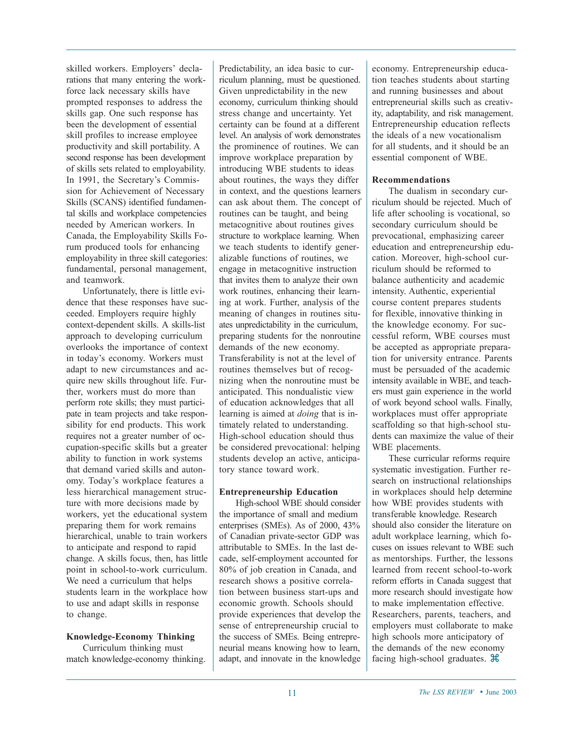skilled workers. Employers' declarations that many entering the workforce lack necessary skills have prompted responses to address the skills gap. One such response has been the development of essential skill profiles to increase employee productivity and skill portability. A second response has been development of skills sets related to employability. In 1991, the Secretary's Commission for Achievement of Necessary Skills (SCANS) identified fundamental skills and workplace competencies needed by American workers. In Canada, the Employability Skills Forum produced tools for enhancing employability in three skill categories: fundamental, personal management, and teamwork.

Unfortunately, there is little evidence that these responses have succeeded. Employers require highly context-dependent skills. A skills-list approach to developing curriculum overlooks the importance of context in today's economy. Workers must adapt to new circumstances and acquire new skills throughout life. Further, workers must do more than perform rote skills; they must participate in team projects and take responsibility for end products. This work requires not a greater number of occupation-specific skills but a greater ability to function in work systems that demand varied skills and autonomy. Today's workplace features a less hierarchical management structure with more decisions made by workers, yet the educational system preparing them for work remains hierarchical, unable to train workers to anticipate and respond to rapid change. A skills focus, then, has little point in school-to-work curriculum. We need a curriculum that helps students learn in the workplace how to use and adapt skills in response to change.

### Knowledge-Economy Thinking

Curriculum thinking must match knowledge-economy thinking. Predictability, an idea basic to curriculum planning, must be questioned. Given unpredictability in the new economy, curriculum thinking should stress change and uncertainty. Yet certainty can be found at a different level. An analysis of work demonstrates the prominence of routines. We can improve workplace preparation by introducing WBE students to ideas about routines, the ways they differ in context, and the questions learners can ask about them. The concept of routines can be taught, and being metacognitive about routines gives structure to workplace learning. When we teach students to identify generalizable functions of routines, we engage in metacognitive instruction that invites them to analyze their own work routines, enhancing their learning at work. Further, analysis of the meaning of changes in routines situates unpredictability in the curriculum, preparing students for the nonroutine demands of the new economy. Transferability is not at the level of routines themselves but of recognizing when the nonroutine must be anticipated. This nondualistic view of education acknowledges that all learning is aimed at *doing* that is intimately related to understanding. High-school education should thus be considered prevocational: helping students develop an active, anticipatory stance toward work.

### Entrepreneurship Education

High-school WBE should consider the importance of small and medium enterprises (SMEs). As of 2000, 43% of Canadian private-sector GDP was attributable to SMEs. In the last decade, self-employment accounted for 80% of job creation in Canada, and research shows a positive correlation between business start-ups and economic growth. Schools should provide experiences that develop the sense of entrepreneurship crucial to the success of SMEs. Being entrepreneurial means knowing how to learn, adapt, and innovate in the knowledge economy. Entrepreneurship education teaches students about starting and running businesses and about entrepreneurial skills such as creativity, adaptability, and risk management. Entrepreneurship education reflects the ideals of a new vocationalism for all students, and it should be an essential component of WBE.

### Recommendations

The dualism in secondary curriculum should be rejected. Much of life after schooling is vocational, so secondary curriculum should be prevocational, emphasizing career education and entrepreneurship education. Moreover, high-school curriculum should be reformed to balance authenticity and academic intensity. Authentic, experiential course content prepares students for flexible, innovative thinking in the knowledge economy. For successful reform, WBE courses must be accepted as appropriate preparation for university entrance. Parents must be persuaded of the academic intensity available in WBE, and teachers must gain experience in the world of work beyond school walls. Finally, workplaces must offer appropriate scaffolding so that high-school students can maximize the value of their WBE placements.

These curricular reforms require systematic investigation. Further research on instructional relationships in workplaces should help determine how WBE provides students with transferable knowledge. Research should also consider the literature on adult workplace learning, which focuses on issues relevant to WBE such as mentorships. Further, the lessons learned from recent school-to-work reform efforts in Canada suggest that more research should investigate how to make implementation effective. Researchers, parents, teachers, and employers must collaborate to make high schools more anticipatory of the demands of the new economy facing high-school graduates. ⌘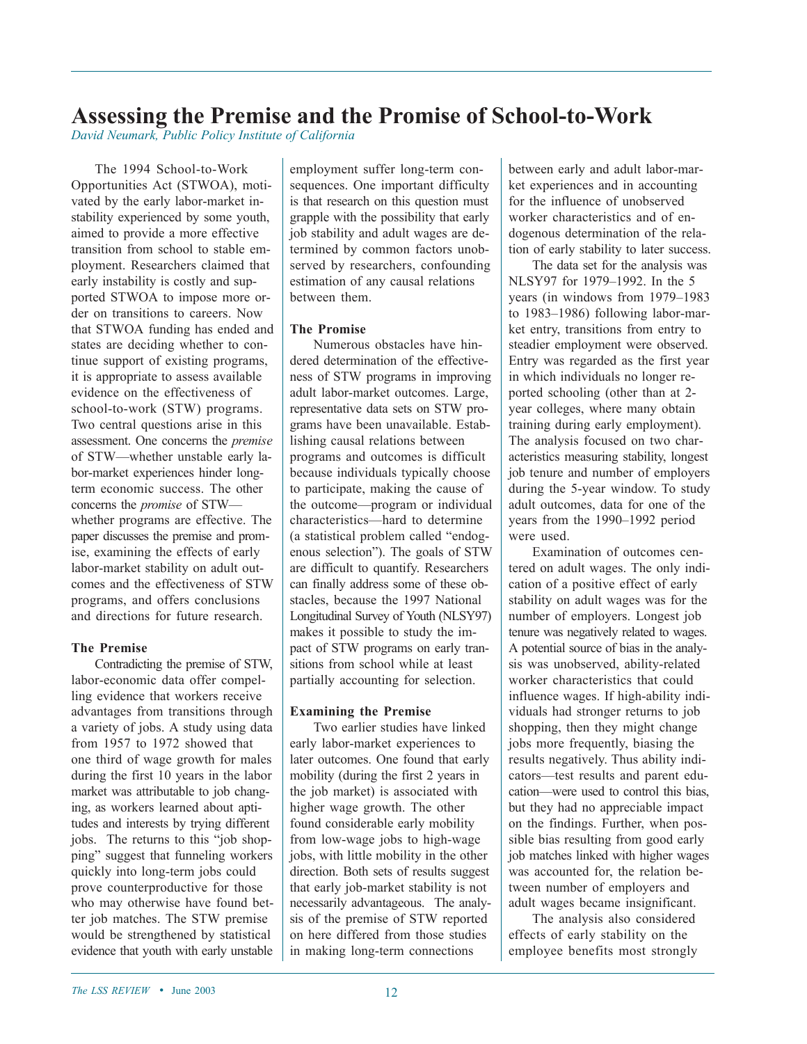# Assessing the Premise and the Promise of School-to-Work

*David Neumark, Public Policy Institute of California*

The 1994 School-to-Work Opportunities Act (STWOA), motivated by the early labor-market instability experienced by some youth, aimed to provide a more effective transition from school to stable employment. Researchers claimed that early instability is costly and supported STWOA to impose more order on transitions to careers. Now that STWOA funding has ended and states are deciding whether to continue support of existing programs, it is appropriate to assess available evidence on the effectiveness of school-to-work (STW) programs. Two central questions arise in this assessment. One concerns the *premise* of STW—whether unstable early labor-market experiences hinder long-term economic success. The other concerns the *promise* of STW—whether programs are effective. The paper discusses the premise and promise, examining the effects of early labor-market stability on adult outcomes and the effectiveness of STW programs, and offers conclusions and directions for future research.

**The Premise**

Contradicting the premise of STW, labor-economic data offer compelling evidence that workers receive advantages from transitions through a variety of jobs. A study using data from 1957 to 1972 showed that one third of wage growth for males during the first 10 years in the labor market was attributable to job changing, as workers learned about aptitudes and interests by trying different jobs. The returns to this "job shopping" suggest that funneling workers quickly into long-term jobs could prove counterproductive for those who may otherwise have found better job matches. The STW premise would be strengthened by statistical evidence that youth with early unstable employment suffer long-term consequences. One important difficulty is that research on this question must grapple with the possibility that early job stability and adult wages are determined by common factors unobserved by researchers, confounding estimation of any causal relations between them.

**The Promise**

Numerous obstacles have hindered determination of the effectiveness of STW programs in improving adult labor-market outcomes. Large, representative data sets on STW programs have been unavailable. Establishing causal relations between programs and outcomes is difficult because individuals typically choose to participate, making the cause of the outcome—program or individual characteristics—hard to determine (a statistical problem called "endogenous selection"). The goals of STW are difficult to quantify. Researchers can finally address some of these obstacles, because the 1997 National Longitudinal Survey of Youth (NLSY97) makes it possible to study the impact of STW programs on early transitions from school while at least partially accounting for selection.

**Examining the Premise**

Two earlier studies have linked early labor-market experiences to later outcomes. One found that early mobility (during the first 2 years in the job market) is associated with higher wage growth. The other found considerable early mobility from low-wage jobs to high-wage jobs, with little mobility in the other direction. Both sets of results suggest that early job-market stability is not necessarily advantageous. The analysis of the premise of STW reported on here differed from those studies in making long-term connections between early and adult labor-market experiences and in accounting for the influence of unobserved worker characteristics and of endogenous determination of the relation of early stability to later success.

The data set for the analysis was NLSY97 for 1979–1992. In the 5 years (in windows from 1979–1983 to 1983–1986) following labor-market entry, transitions from entry to steadier employment were observed. Entry was regarded as the first year in which individuals no longer reported schooling (other than at 2-year colleges, where many obtain training during early employment). The analysis focused on two characteristics measuring stability, longest job tenure and number of employers during the 5-year window. To study adult outcomes, data for one of the years from the 1990–1992 period were used.

Examination of outcomes centered on adult wages. The only indication of a positive effect of early stability on adult wages was for the number of employers. Longest job tenure was negatively related to wages. A potential source of bias in the analysis was unobserved, ability-related worker characteristics that could influence wages. If high-ability individuals had stronger returns to job shopping, then they might change jobs more frequently, biasing the results negatively. Thus ability indicators—test results and parent education—were used to control this bias, but they had no appreciable impact on the findings. Further, when possible bias resulting from good early job matches linked with higher wages was accounted for, the relation between number of employers and adult wages became insignificant.

The analysis also considered effects of early stability on the employee benefits most strongly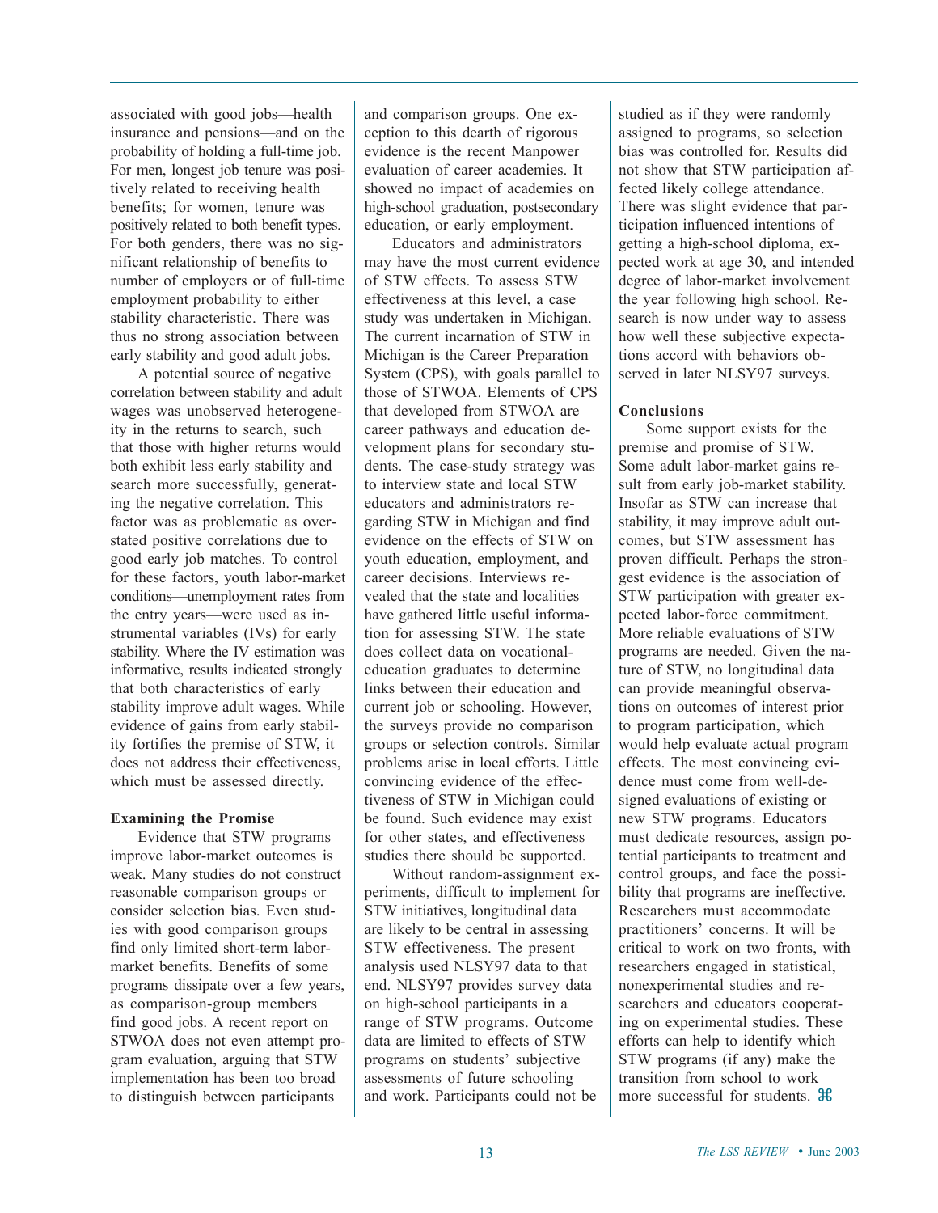associated with good jobs—health insurance and pensions—and on the probability of holding a full-time job. For men, longest job tenure was positively related to receiving health benefits; for women, tenure was positively related to both benefit types. For both genders, there was no significant relationship of benefits to number of employers or of full-time employment probability to either stability characteristic. There was thus no strong association between early stability and good adult jobs.

A potential source of negative correlation between stability and adult wages was unobserved heterogeneity in the returns to search, such that those with higher returns would both exhibit less early stability and search more successfully, generating the negative correlation. This factor was as problematic as overstated positive correlations due to good early job matches. To control for these factors, youth labor-market conditions—unemployment rates from the entry years—were used as instrumental variables (IVs) for early stability. Where the IV estimation was informative, results indicated strongly that both characteristics of early stability improve adult wages. While evidence of gains from early stability fortifies the premise of STW, it does not address their effectiveness, which must be assessed directly.

**Examining the Promise**

Evidence that STW programs improve labor-market outcomes is weak. Many studies do not construct reasonable comparison groups or consider selection bias. Even studies with good comparison groups find only limited short-term labor-market benefits. Benefits of some programs dissipate over a few years, as comparison-group members find good jobs. A recent report on STWOA does not even attempt program evaluation, arguing that STW implementation has been too broad to distinguish between participants and comparison groups. One exception to this dearth of rigorous evidence is the recent Manpower evaluation of career academies. It showed no impact of academies on high-school graduation, postsecondary education, or early employment.

Educators and administrators may have the most current evidence of STW effects. To assess STW effectiveness at this level, a case study was undertaken in Michigan. The current incarnation of STW in Michigan is the Career Preparation System (CPS), with goals parallel to those of STWOA. Elements of CPS that developed from STWOA are career pathways and education development plans for secondary students. The case-study strategy was to interview state and local STW educators and administrators regarding STW in Michigan and find evidence on the effects of STW on youth education, employment, and career decisions. Interviews revealed that the state and localities have gathered little useful information for assessing STW. The state does collect data on vocational-education graduates to determine links between their education and current job or schooling. However, the surveys provide no comparison groups or selection controls. Similar problems arise in local efforts. Little convincing evidence of the effectiveness of STW in Michigan could be found. Such evidence may exist for other states, and effectiveness studies there should be supported.

Without random-assignment experiments, difficult to implement for STW initiatives, longitudinal data are likely to be central in assessing STW effectiveness. The present analysis used NLSY97 data to that end. NLSY97 provides survey data on high-school participants in a range of STW programs. Outcome data are limited to effects of STW programs on students' subjective assessments of future schooling and work. Participants could not be studied as if they were randomly assigned to programs, so selection bias was controlled for. Results did not show that STW participation affected likely college attendance. There was slight evidence that participation influenced intentions of getting a high-school diploma, expected work at age 30, and intended degree of labor-market involvement the year following high school. Research is now under way to assess how well these subjective expectations accord with behaviors observed in later NLSY97 surveys.

**Conclusions**

Some support exists for the premise and promise of STW. Some adult labor-market gains result from early job-market stability. Insofar as STW can increase that stability, it may improve adult outcomes, but STW assessment has proven difficult. Perhaps the strongest evidence is the association of STW participation with greater expected labor-force commitment. More reliable evaluations of STW programs are needed. Given the nature of STW, no longitudinal data can provide meaningful observations on outcomes of interest prior to program participation, which would help evaluate actual program effects. The most convincing evidence must come from well-designed evaluations of existing or new STW programs. Educators must dedicate resources, assign potential participants to treatment and control groups, and face the possibility that programs are ineffective. Researchers must accommodate practitioners' concerns. It will be critical to work on two fronts, with researchers engaged in statistical, nonexperimental studies and researchers and educators cooperating on experimental studies. These efforts can help to identify which STW programs (if any) make the transition from school to work more successful for students. ⌘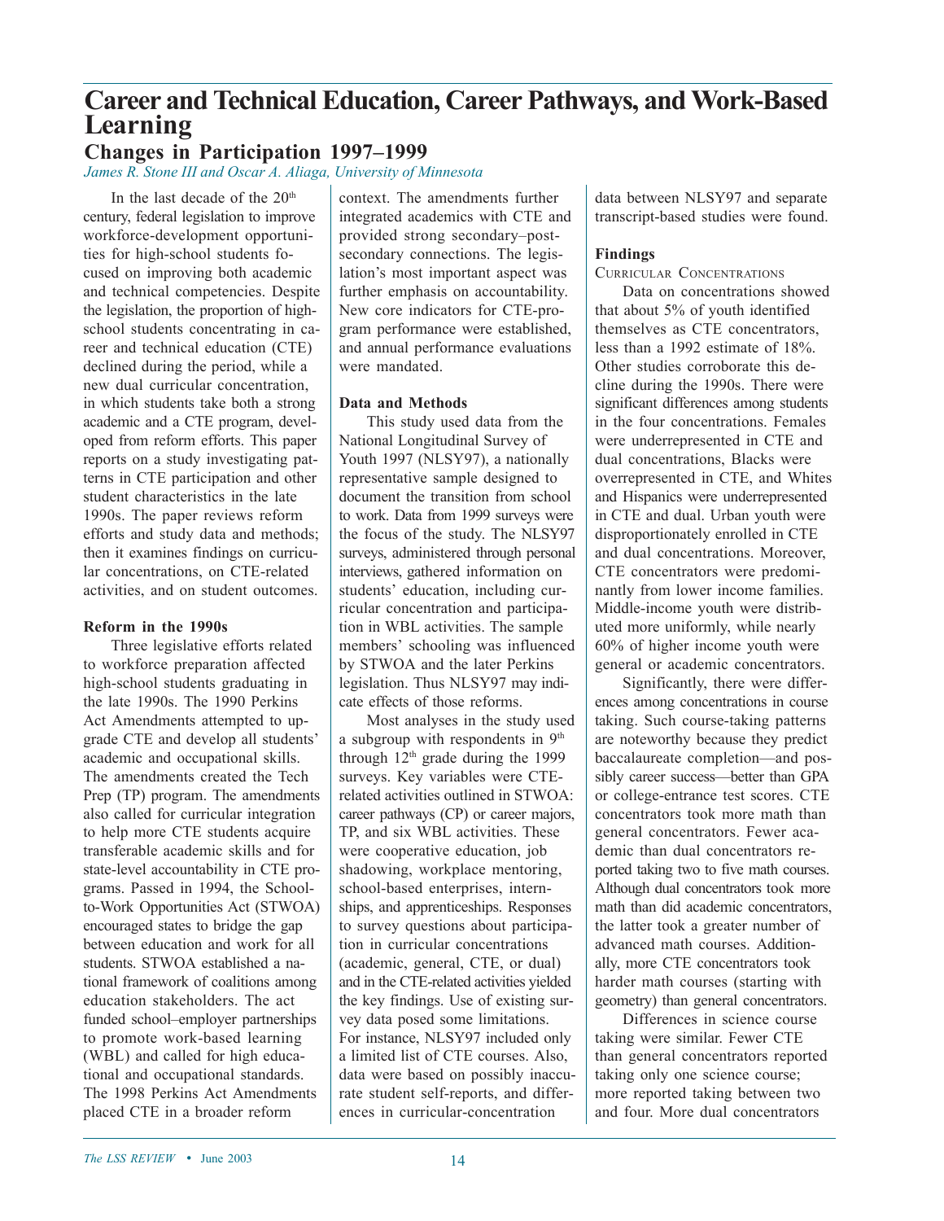# Career and Technical Education, Career Pathways, and Work-Based Learning

## Changes in Participation 1997–1999

*James R. Stone III and Oscar A. Aliaga, University of Minnesota*

In the last decade of the 20th century, federal legislation to improve workforce-development opportunities for high-school students focused on improving both academic and technical competencies. Despite the legislation, the proportion of high-school students concentrating in career and technical education (CTE) declined during the period, while a new dual curricular concentration, in which students take both a strong academic and a CTE program, developed from reform efforts. This paper reports on a study investigating patterns in CTE participation and other student characteristics in the late 1990s. The paper reviews reform efforts and study data and methods; then it examines findings on curricular concentrations, on CTE-related activities, and on student outcomes.

### Reform in the 1990s

Three legislative efforts related to workforce preparation affected high-school students graduating in the late 1990s. The 1990 Perkins Act Amendments attempted to upgrade CTE and develop all students' academic and occupational skills. The amendments created the Tech Prep (TP) program. The amendments also called for curricular integration to help more CTE students acquire transferable academic skills and for state-level accountability in CTE programs. Passed in 1994, the School-to-Work Opportunities Act (STWOA) encouraged states to bridge the gap between education and work for all students. STWOA established a national framework of coalitions among education stakeholders. The act funded school–employer partnerships to promote work-based learning (WBL) and called for high educational and occupational standards. The 1998 Perkins Act Amendments placed CTE in a broader reform context. The amendments further integrated academics with CTE and provided strong secondary–postsecondary connections. The legislation's most important aspect was further emphasis on accountability. New core indicators for CTE-program performance were established, and annual performance evaluations were mandated.

### Data and Methods

This study used data from the National Longitudinal Survey of Youth 1997 (NLSY97), a nationally representative sample designed to document the transition from school to work. Data from 1999 surveys were the focus of the study. The NLSY97 surveys, administered through personal interviews, gathered information on students' education, including curricular concentration and participation in WBL activities. The sample members' schooling was influenced by STWOA and the later Perkins legislation. Thus NLSY97 may indicate effects of those reforms.

Most analyses in the study used a subgroup with respondents in 9th through 12th grade during the 1999 surveys. Key variables were CTE-related activities outlined in STWOA: career pathways (CP) or career majors, TP, and six WBL activities. These were cooperative education, job shadowing, workplace mentoring, school-based enterprises, internships, and apprenticeships. Responses to survey questions about participation in curricular concentrations (academic, general, CTE, or dual) and in the CTE-related activities yielded the key findings. Use of existing survey data posed some limitations. For instance, NLSY97 included only a limited list of CTE courses. Also, data were based on possibly inaccurate student self-reports, and differences in curricular-concentration data between NLSY97 and separate transcript-based studies were found.

### Findings

CURRICULAR CONCENTRATIONS

Data on concentrations showed that about 5% of youth identified themselves as CTE concentrators, less than a 1992 estimate of 18%. Other studies corroborate this decline during the 1990s. There were significant differences among students in the four concentrations. Females were underrepresented in CTE and dual concentrations, Blacks were overrepresented in CTE, and Whites and Hispanics were underrepresented in CTE and dual. Urban youth were disproportionately enrolled in CTE and dual concentrations. Moreover, CTE concentrators were predominantly from lower income families. Middle-income youth were distributed more uniformly, while nearly 60% of higher income youth were general or academic concentrators.

Significantly, there were differences among concentrations in course taking. Such course-taking patterns are noteworthy because they predict baccalaureate completion—and possibly career success—better than GPA or college-entrance test scores. CTE concentrators took more math than general concentrators. Fewer academic than dual concentrators reported taking two to five math courses. Although dual concentrators took more math than did academic concentrators, the latter took a greater number of advanced math courses. Additionally, more CTE concentrators took harder math courses (starting with geometry) than general concentrators.

Differences in science course taking were similar. Fewer CTE than general concentrators reported taking only one science course; more reported taking between two and four. More dual concentrators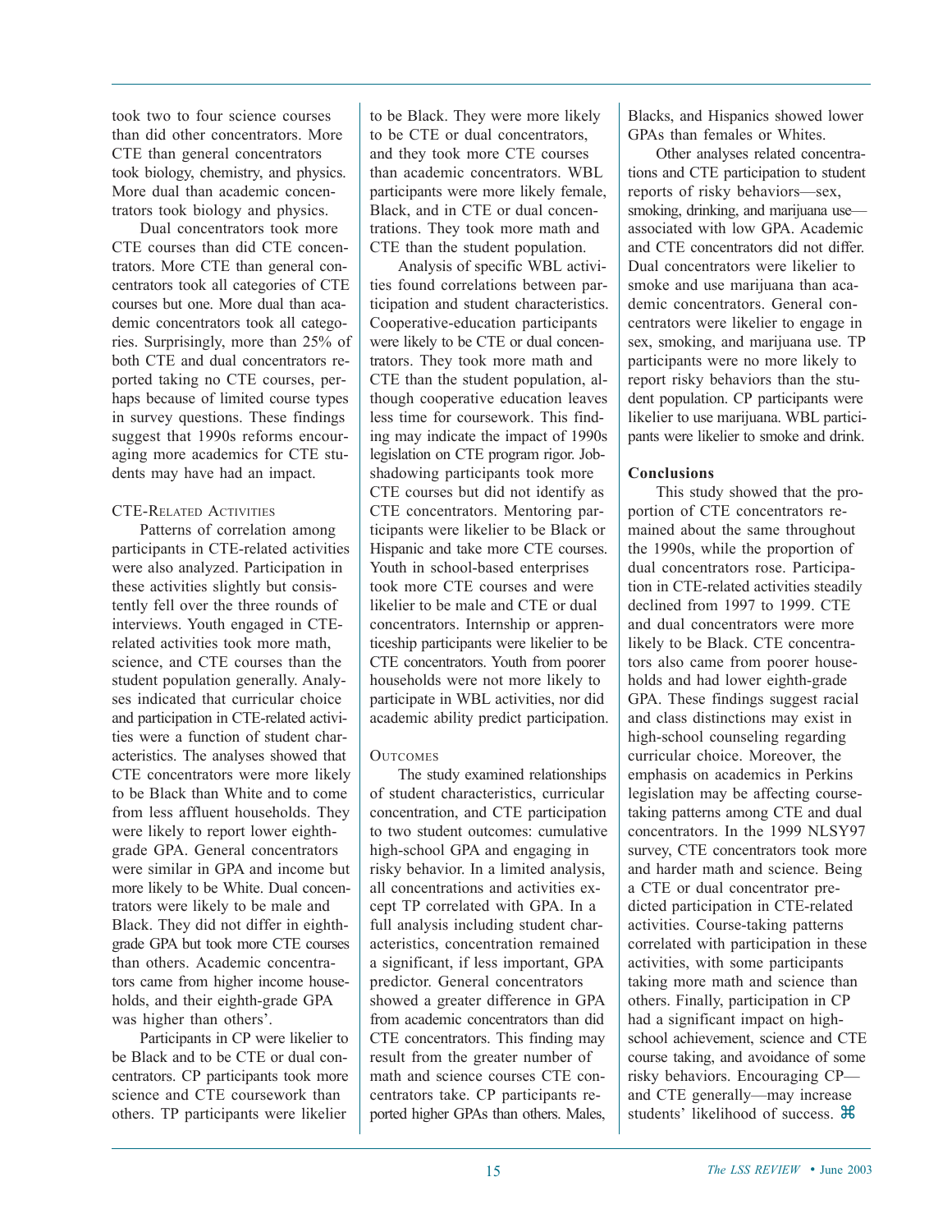took two to four science courses than did other concentrators. More CTE than general concentrators took biology, chemistry, and physics. More dual than academic concentrators took biology and physics.

Dual concentrators took more CTE courses than did CTE concentrators. More CTE than general concentrators took all categories of CTE courses but one. More dual than academic concentrators took all categories. Surprisingly, more than 25% of both CTE and dual concentrators reported taking no CTE courses, perhaps because of limited course types in survey questions. These findings suggest that 1990s reforms encouraging more academics for CTE students may have had an impact.

CTE-Related Activities

Patterns of correlation among participants in CTE-related activities were also analyzed. Participation in these activities slightly but consistently fell over the three rounds of interviews. Youth engaged in CTE-related activities took more math, science, and CTE courses than the student population generally. Analyses indicated that curricular choice and participation in CTE-related activities were a function of student characteristics. The analyses showed that CTE concentrators were more likely to be Black than White and to come from less affluent households. They were likely to report lower eighth-grade GPA. General concentrators were similar in GPA and income but more likely to be White. Dual concentrators were likely to be male and Black. They did not differ in eighth-grade GPA but took more CTE courses than others. Academic concentrators came from higher income households, and their eighth-grade GPA was higher than others'.

Participants in CP were likelier to be Black and to be CTE or dual concentrators. CP participants took more science and CTE coursework than others. TP participants were likelier to be Black. They were more likely to be CTE or dual concentrators, and they took more CTE courses than academic concentrators. WBL participants were more likely female, Black, and in CTE or dual concentrations. They took more math and CTE than the student population.

Analysis of specific WBL activities found correlations between participation and student characteristics. Cooperative-education participants were likely to be CTE or dual concentrators. They took more math and CTE than the student population, although cooperative education leaves less time for coursework. This finding may indicate the impact of 1990s legislation on CTE program rigor. Job-shadowing participants took more CTE courses but did not identify as CTE concentrators. Mentoring participants were likelier to be Black or Hispanic and take more CTE courses. Youth in school-based enterprises took more CTE courses and were likelier to be male and CTE or dual concentrators. Internship or apprenticeship participants were likelier to be CTE concentrators. Youth from poorer households were not more likely to participate in WBL activities, nor did academic ability predict participation.

Outcomes

The study examined relationships of student characteristics, curricular concentration, and CTE participation to two student outcomes: cumulative high-school GPA and engaging in risky behavior. In a limited analysis, all concentrations and activities except TP correlated with GPA. In a full analysis including student characteristics, concentration remained a significant, if less important, GPA predictor. General concentrators showed a greater difference in GPA from academic concentrators than did CTE concentrators. This finding may result from the greater number of math and science courses CTE concentrators take. CP participants reported higher GPAs than others. Males, Blacks, and Hispanics showed lower GPAs than females or Whites.

Other analyses related concentrations and CTE participation to student reports of risky behaviors—sex, smoking, drinking, and marijuana use—associated with low GPA. Academic and CTE concentrators did not differ. Dual concentrators were likelier to smoke and use marijuana than academic concentrators. General concentrators were likelier to engage in sex, smoking, and marijuana use. TP participants were no more likely to report risky behaviors than the student population. CP participants were likelier to use marijuana. WBL participants were likelier to smoke and drink.

### Conclusions

This study showed that the proportion of CTE concentrators remained about the same throughout the 1990s, while the proportion of dual concentrators rose. Participation in CTE-related activities steadily declined from 1997 to 1999. CTE and dual concentrators were more likely to be Black. CTE concentrators also came from poorer households and had lower eighth-grade GPA. These findings suggest racial and class distinctions may exist in high-school counseling regarding curricular choice. Moreover, the emphasis on academics in Perkins legislation may be affecting course-taking patterns among CTE and dual concentrators. In the 1999 NLSY97 survey, CTE concentrators took more and harder math and science. Being a CTE or dual concentrator predicted participation in CTE-related activities. Course-taking patterns correlated with participation in these activities, with some participants taking more math and science than others. Finally, participation in CP had a significant impact on high-school achievement, science and CTE course taking, and avoidance of some risky behaviors. Encouraging CP—and CTE generally—may increase students' likelihood of success. ⌘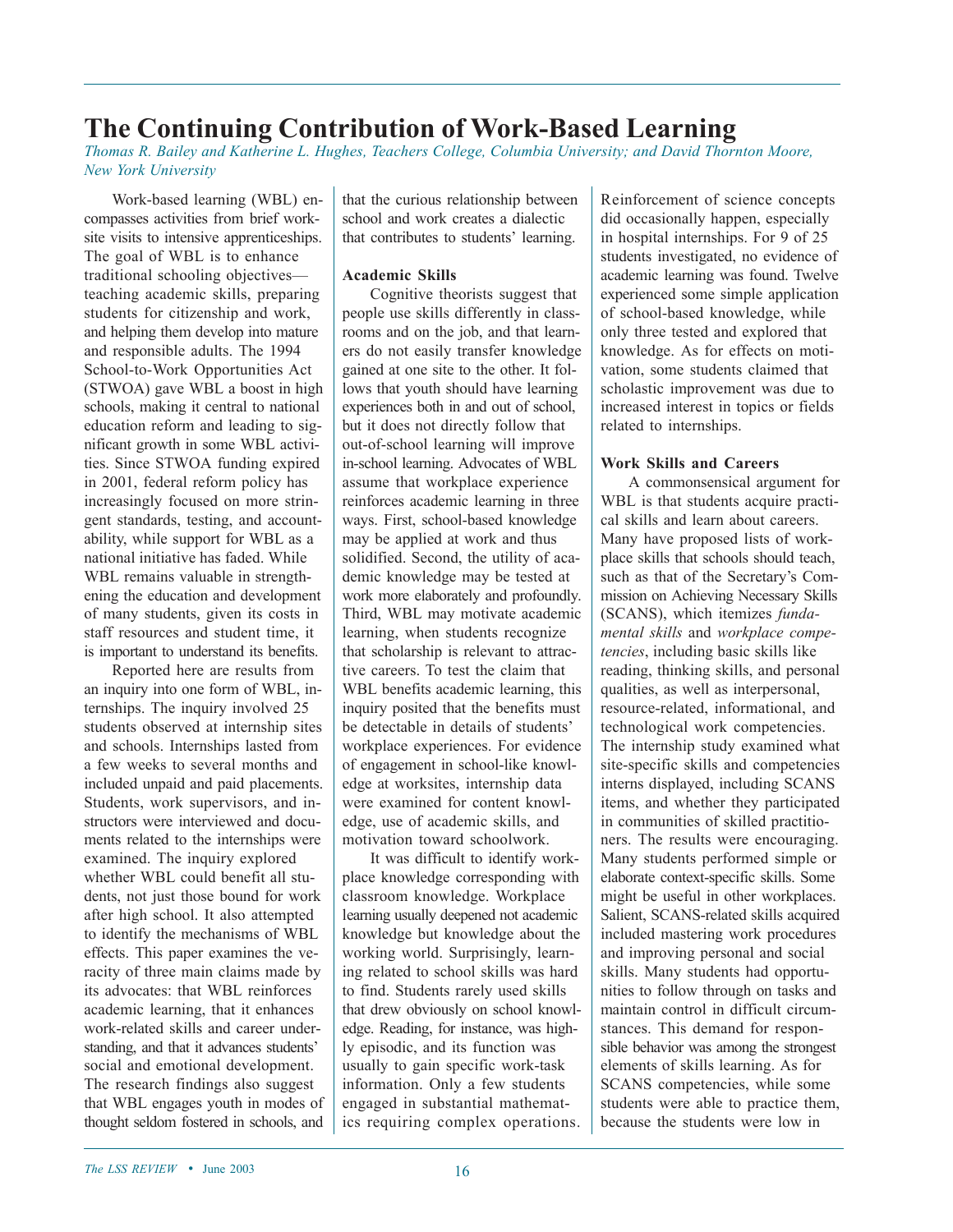# The Continuing Contribution of Work-Based Learning

*Thomas R. Bailey and Katherine L. Hughes, Teachers College, Columbia University; and David Thornton Moore, New York University*

Work-based learning (WBL) encompasses activities from brief worksite visits to intensive apprenticeships. The goal of WBL is to enhance traditional schooling objectives—teaching academic skills, preparing students for citizenship and work, and helping them develop into mature and responsible adults. The 1994 School-to-Work Opportunities Act (STWOA) gave WBL a boost in high schools, making it central to national education reform and leading to significant growth in some WBL activities. Since STWOA funding expired in 2001, federal reform policy has increasingly focused on more stringent standards, testing, and accountability, while support for WBL as a national initiative has faded. While WBL remains valuable in strengthening the education and development of many students, given its costs in staff resources and student time, it is important to understand its benefits.

Reported here are results from an inquiry into one form of WBL, internships. The inquiry involved 25 students observed at internship sites and schools. Internships lasted from a few weeks to several months and included unpaid and paid placements. Students, work supervisors, and instructors were interviewed and documents related to the internships were examined. The inquiry explored whether WBL could benefit all students, not just those bound for work after high school. It also attempted to identify the mechanisms of WBL effects. This paper examines the veracity of three main claims made by its advocates: that WBL reinforces academic learning, that it enhances work-related skills and career understanding, and that it advances students' social and emotional development. The research findings also suggest that WBL engages youth in modes of thought seldom fostered in schools, and that the curious relationship between school and work creates a dialectic that contributes to students' learning.

**Academic Skills**

Cognitive theorists suggest that people use skills differently in classrooms and on the job, and that learners do not easily transfer knowledge gained at one site to the other. It follows that youth should have learning experiences both in and out of school, but it does not directly follow that out-of-school learning will improve in-school learning. Advocates of WBL assume that workplace experience reinforces academic learning in three ways. First, school-based knowledge may be applied at work and thus solidified. Second, the utility of academic knowledge may be tested at work more elaborately and profoundly. Third, WBL may motivate academic learning, when students recognize that scholarship is relevant to attractive careers. To test the claim that WBL benefits academic learning, this inquiry posited that the benefits must be detectable in details of students' workplace experiences. For evidence of engagement in school-like knowledge at worksites, internship data were examined for content knowledge, use of academic skills, and motivation toward schoolwork.

It was difficult to identify workplace knowledge corresponding with classroom knowledge. Workplace learning usually deepened not academic knowledge but knowledge about the working world. Surprisingly, learning related to school skills was hard to find. Students rarely used skills that drew obviously on school knowledge. Reading, for instance, was highly episodic, and its function was usually to gain specific work-task information. Only a few students engaged in substantial mathematics requiring complex operations. Reinforcement of science concepts did occasionally happen, especially in hospital internships. For 9 of 25 students investigated, no evidence of academic learning was found. Twelve experienced some simple application of school-based knowledge, while only three tested and explored that knowledge. As for effects on motivation, some students claimed that scholastic improvement was due to increased interest in topics or fields related to internships.

**Work Skills and Careers**

A commonsensical argument for WBL is that students acquire practical skills and learn about careers. Many have proposed lists of workplace skills that schools should teach, such as that of the Secretary's Commission on Achieving Necessary Skills (SCANS), which itemizes *fundamental skills* and *workplace competencies*, including basic skills like reading, thinking skills, and personal qualities, as well as interpersonal, resource-related, informational, and technological work competencies. The internship study examined what site-specific skills and competencies interns displayed, including SCANS items, and whether they participated in communities of skilled practitioners. The results were encouraging. Many students performed simple or elaborate context-specific skills. Some might be useful in other workplaces. Salient, SCANS-related skills acquired included mastering work procedures and improving personal and social skills. Many students had opportunities to follow through on tasks and maintain control in difficult circumstances. This demand for responsible behavior was among the strongest elements of skills learning. As for SCANS competencies, while some students were able to practice them, because the students were low in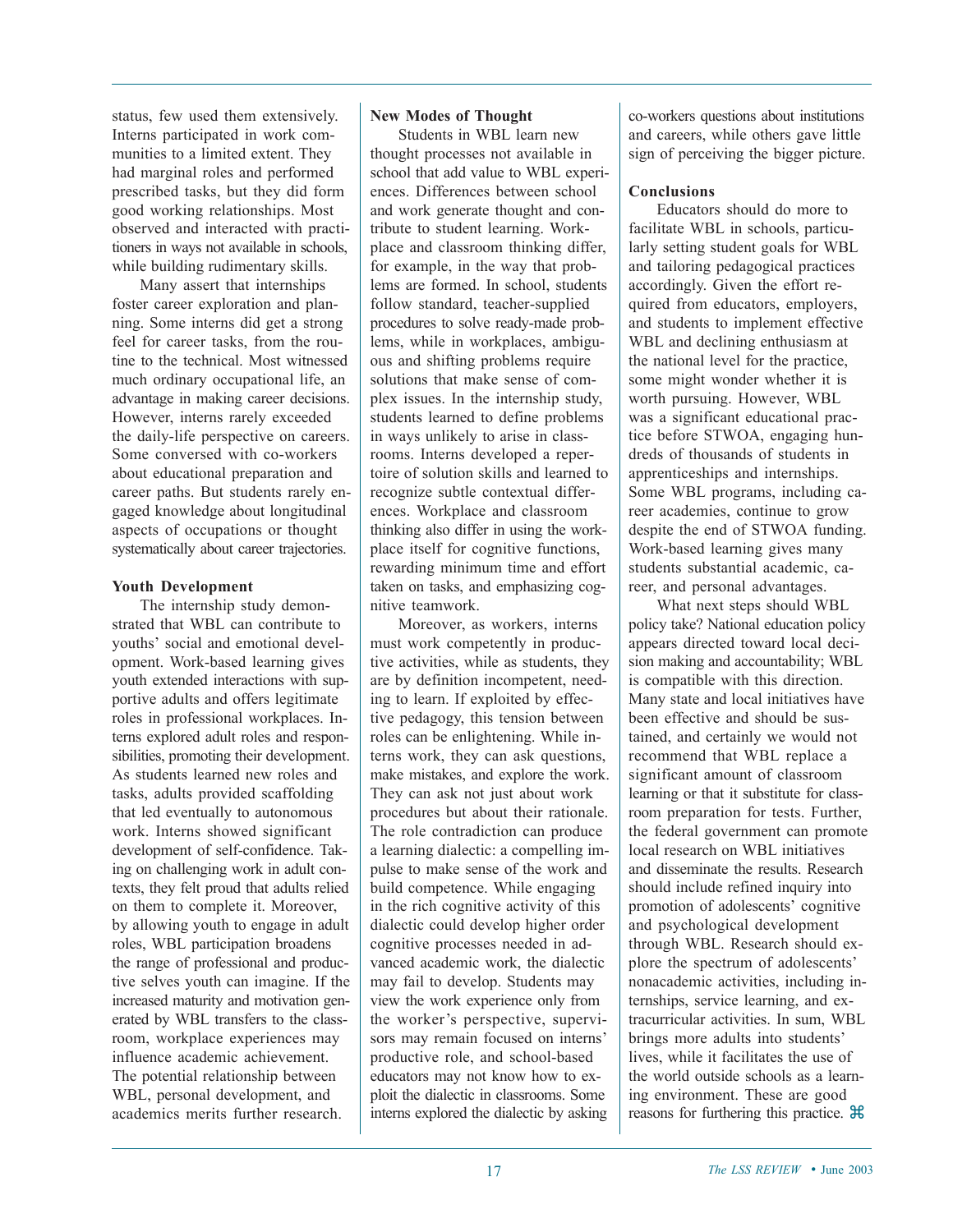status, few used them extensively. Interns participated in work communities to a limited extent. They had marginal roles and performed prescribed tasks, but they did form good working relationships. Most observed and interacted with practitioners in ways not available in schools, while building rudimentary skills.

Many assert that internships foster career exploration and planning. Some interns did get a strong feel for career tasks, from the routine to the technical. Most witnessed much ordinary occupational life, an advantage in making career decisions. However, interns rarely exceeded the daily-life perspective on careers. Some conversed with co-workers about educational preparation and career paths. But students rarely engaged knowledge about longitudinal aspects of occupations or thought systematically about career trajectories.

**Youth Development**

The internship study demonstrated that WBL can contribute to youths' social and emotional development. Work-based learning gives youth extended interactions with supportive adults and offers legitimate roles in professional workplaces. Interns explored adult roles and responsibilities, promoting their development. As students learned new roles and tasks, adults provided scaffolding that led eventually to autonomous work. Interns showed significant development of self-confidence. Taking on challenging work in adult contexts, they felt proud that adults relied on them to complete it. Moreover, by allowing youth to engage in adult roles, WBL participation broadens the range of professional and productive selves youth can imagine. If the increased maturity and motivation generated by WBL transfers to the classroom, workplace experiences may influence academic achievement. The potential relationship between WBL, personal development, and academics merits further research.

**New Modes of Thought**

Students in WBL learn new thought processes not available in school that add value to WBL experiences. Differences between school and work generate thought and contribute to student learning. Workplace and classroom thinking differ, for example, in the way that problems are formed. In school, students follow standard, teacher-supplied procedures to solve ready-made problems, while in workplaces, ambiguous and shifting problems require solutions that make sense of complex issues. In the internship study, students learned to define problems in ways unlikely to arise in classrooms. Interns developed a repertoire of solution skills and learned to recognize subtle contextual differences. Workplace and classroom thinking also differ in using the workplace itself for cognitive functions, rewarding minimum time and effort taken on tasks, and emphasizing cognitive teamwork.

Moreover, as workers, interns must work competently in productive activities, while as students, they are by definition incompetent, needing to learn. If exploited by effective pedagogy, this tension between roles can be enlightening. While interns work, they can ask questions, make mistakes, and explore the work. They can ask not just about work procedures but about their rationale. The role contradiction can produce a learning dialectic: a compelling impulse to make sense of the work and build competence. While engaging in the rich cognitive activity of this dialectic could develop higher order cognitive processes needed in advanced academic work, the dialectic may fail to develop. Students may view the work experience only from the worker's perspective, supervisors may remain focused on interns' productive role, and school-based educators may not know how to exploit the dialectic in classrooms. Some interns explored the dialectic by asking co-workers questions about institutions and careers, while others gave little sign of perceiving the bigger picture.

**Conclusions**

Educators should do more to facilitate WBL in schools, particularly setting student goals for WBL and tailoring pedagogical practices accordingly. Given the effort required from educators, employers, and students to implement effective WBL and declining enthusiasm at the national level for the practice, some might wonder whether it is worth pursuing. However, WBL was a significant educational practice before STWOA, engaging hundreds of thousands of students in apprenticeships and internships. Some WBL programs, including career academies, continue to grow despite the end of STWOA funding. Work-based learning gives many students substantial academic, career, and personal advantages.

What next steps should WBL policy take? National education policy appears directed toward local decision making and accountability; WBL is compatible with this direction. Many state and local initiatives have been effective and should be sustained, and certainly we would not recommend that WBL replace a significant amount of classroom learning or that it substitute for classroom preparation for tests. Further, the federal government can promote local research on WBL initiatives and disseminate the results. Research should include refined inquiry into promotion of adolescents' cognitive and psychological development through WBL. Research should explore the spectrum of adolescents' nonacademic activities, including internships, service learning, and extracurricular activities. In sum, WBL brings more adults into students' lives, while it facilitates the use of the world outside schools as a learning environment. These are good reasons for furthering this practice. ⌘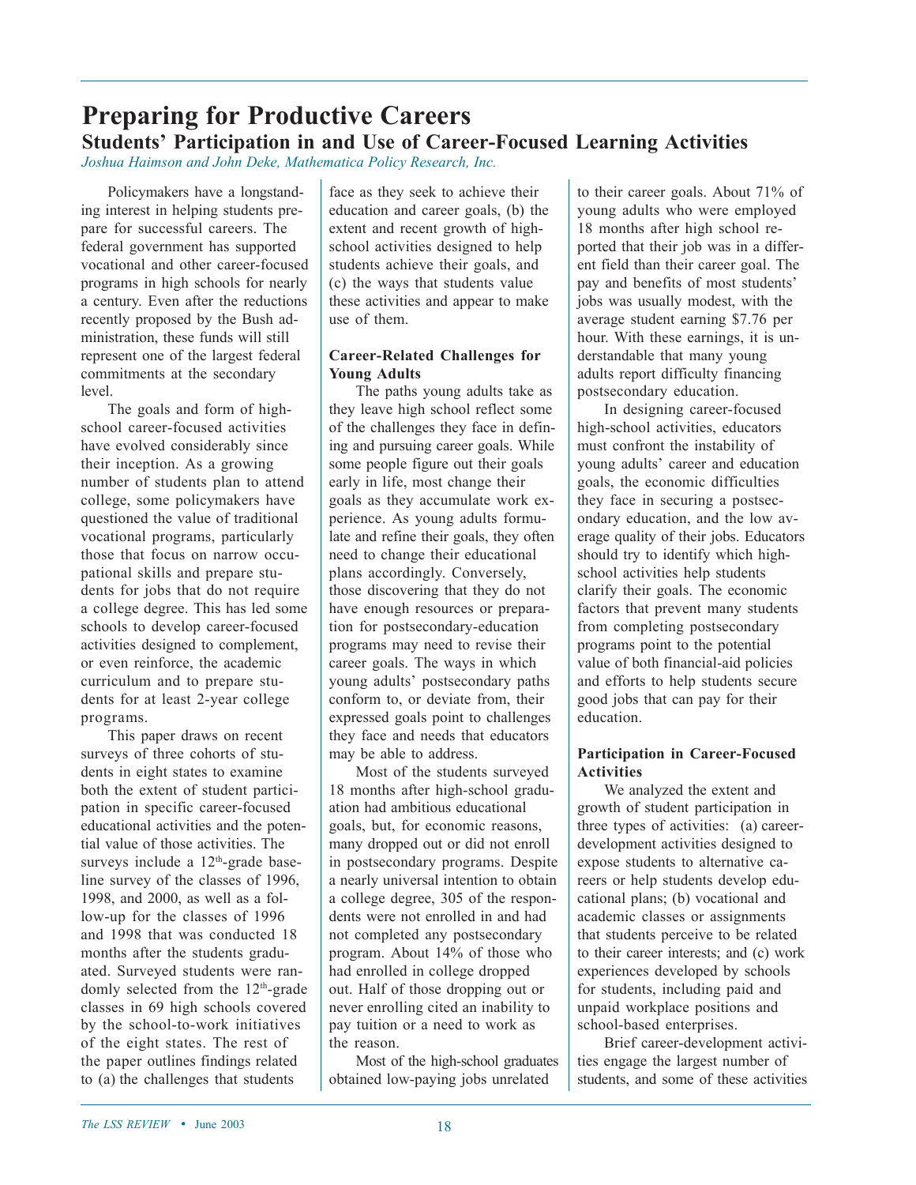# Preparing for Productive Careers

## Students' Participation in and Use of Career-Focused Learning Activities

*Joshua Haimson and John Deke, Mathematica Policy Research, Inc.*

Policymakers have a longstanding interest in helping students prepare for successful careers. The federal government has supported vocational and other career-focused programs in high schools for nearly a century. Even after the reductions recently proposed by the Bush administration, these funds will still represent one of the largest federal commitments at the secondary level.

The goals and form of high-school career-focused activities have evolved considerably since their inception. As a growing number of students plan to attend college, some policymakers have questioned the value of traditional vocational programs, particularly those that focus on narrow occupational skills and prepare students for jobs that do not require a college degree. This has led some schools to develop career-focused activities designed to complement, or even reinforce, the academic curriculum and to prepare students for at least 2-year college programs.

This paper draws on recent surveys of three cohorts of students in eight states to examine both the extent of student participation in specific career-focused educational activities and the potential value of those activities. The surveys include a 12th-grade baseline survey of the classes of 1996, 1998, and 2000, as well as a follow-up for the classes of 1996 and 1998 that was conducted 18 months after the students graduated. Surveyed students were randomly selected from the 12th-grade classes in 69 high schools covered by the school-to-work initiatives of the eight states. The rest of the paper outlines findings related to (a) the challenges that students face as they seek to achieve their education and career goals, (b) the extent and recent growth of high-school activities designed to help students achieve their goals, and (c) the ways that students value these activities and appear to make use of them.

### Career-Related Challenges for Young Adults

The paths young adults take as they leave high school reflect some of the challenges they face in defining and pursuing career goals. While some people figure out their goals early in life, most change their goals as they accumulate work experience. As young adults formulate and refine their goals, they often need to change their educational plans accordingly. Conversely, those discovering that they do not have enough resources or preparation for postsecondary-education programs may need to revise their career goals. The ways in which young adults' postsecondary paths conform to, or deviate from, their expressed goals point to challenges they face and needs that educators may be able to address.

Most of the students surveyed 18 months after high-school graduation had ambitious educational goals, but, for economic reasons, many dropped out or did not enroll in postsecondary programs. Despite a nearly universal intention to obtain a college degree, 305 of the respondents were not enrolled in and had not completed any postsecondary program. About 14% of those who had enrolled in college dropped out. Half of those dropping out or never enrolling cited an inability to pay tuition or a need to work as the reason.

Most of the high-school graduates obtained low-paying jobs unrelated to their career goals. About 71% of young adults who were employed 18 months after high school reported that their job was in a different field than their career goal. The pay and benefits of most students' jobs was usually modest, with the average student earning $7.76 per hour. With these earnings, it is understandable that many young adults report difficulty financing postsecondary education.

In designing career-focused high-school activities, educators must confront the instability of young adults' career and education goals, the economic difficulties they face in securing a postsecondary education, and the low average quality of their jobs. Educators should try to identify which high-school activities help students clarify their goals. The economic factors that prevent many students from completing postsecondary programs point to the potential value of both financial-aid policies and efforts to help students secure good jobs that can pay for their education.

### Participation in Career-Focused Activities

We analyzed the extent and growth of student participation in three types of activities: (a) career-development activities designed to expose students to alternative careers or help students develop educational plans; (b) vocational and academic classes or assignments that students perceive to be related to their career interests; and (c) work experiences developed by schools for students, including paid and unpaid workplace positions and school-based enterprises.

Brief career-development activities engage the largest number of students, and some of these activities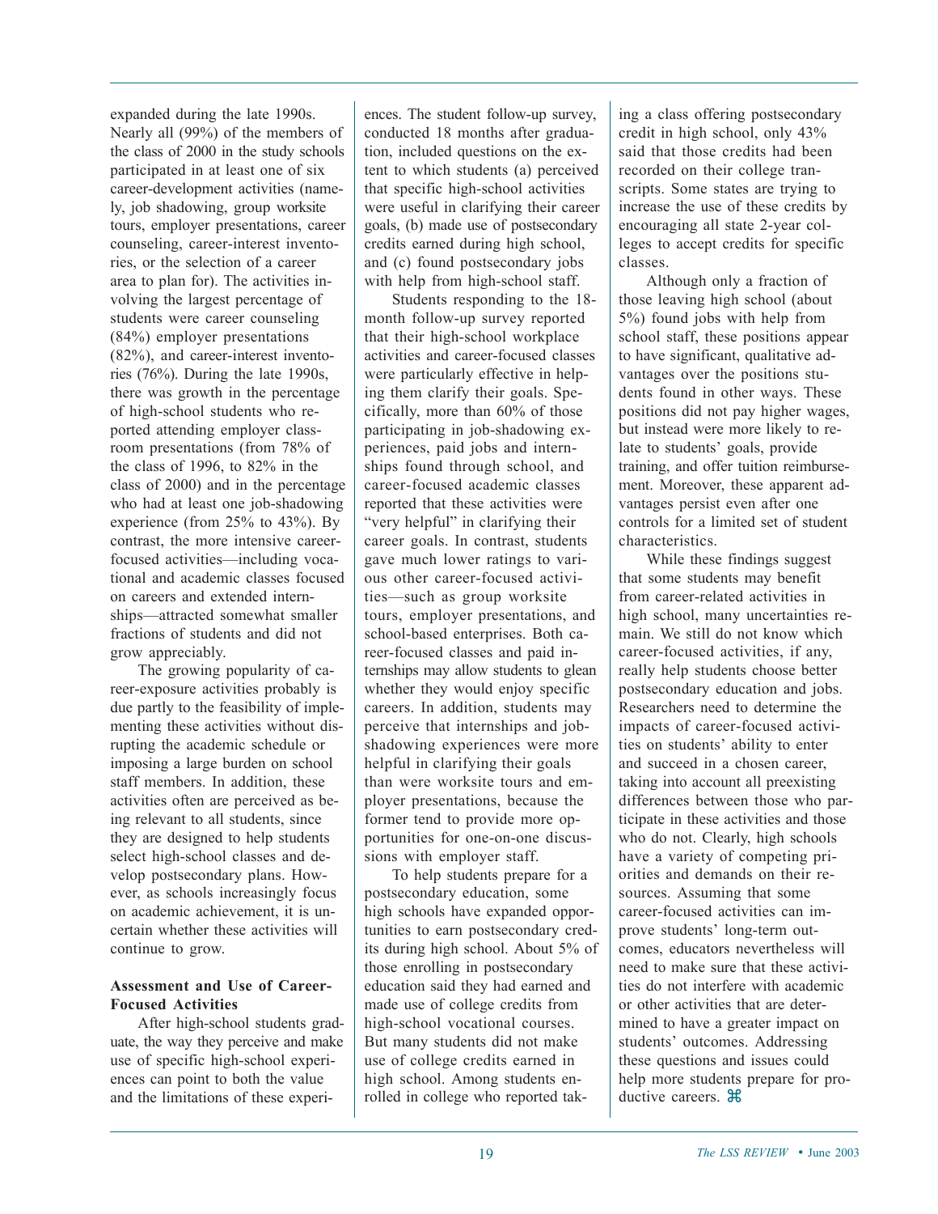expanded during the late 1990s. Nearly all (99%) of the members of the class of 2000 in the study schools participated in at least one of six career-development activities (namely, job shadowing, group worksite tours, employer presentations, career counseling, career-interest inventories, or the selection of a career area to plan for). The activities involving the largest percentage of students were career counseling (84%) employer presentations (82%), and career-interest inventories (76%). During the late 1990s, there was growth in the percentage of high-school students who reported attending employer classroom presentations (from 78% of the class of 1996, to 82% in the class of 2000) and in the percentage who had at least one job-shadowing experience (from 25% to 43%). By contrast, the more intensive career-focused activities—including vocational and academic classes focused on careers and extended internships—attracted somewhat smaller fractions of students and did not grow appreciably.

The growing popularity of career-exposure activities probably is due partly to the feasibility of implementing these activities without disrupting the academic schedule or imposing a large burden on school staff members. In addition, these activities often are perceived as being relevant to all students, since they are designed to help students select high-school classes and develop postsecondary plans. However, as schools increasingly focus on academic achievement, it is uncertain whether these activities will continue to grow.

**Assessment and Use of Career-Focused Activities**

After high-school students graduate, the way they perceive and make use of specific high-school experiences can point to both the value and the limitations of these experiences. The student follow-up survey, conducted 18 months after graduation, included questions on the extent to which students (a) perceived that specific high-school activities were useful in clarifying their career goals, (b) made use of postsecondary credits earned during high school, and (c) found postsecondary jobs with help from high-school staff.

Students responding to the 18-month follow-up survey reported that their high-school workplace activities and career-focused classes were particularly effective in helping them clarify their goals. Specifically, more than 60% of those participating in job-shadowing experiences, paid jobs and internships found through school, and career-focused academic classes reported that these activities were "very helpful" in clarifying their career goals. In contrast, students gave much lower ratings to various other career-focused activities—such as group worksite tours, employer presentations, and school-based enterprises. Both career-focused classes and paid internships may allow students to glean whether they would enjoy specific careers. In addition, students may perceive that internships and job-shadowing experiences were more helpful in clarifying their goals than were worksite tours and employer presentations, because the former tend to provide more opportunities for one-on-one discussions with employer staff.

To help students prepare for a postsecondary education, some high schools have expanded opportunities to earn postsecondary credits during high school. About 5% of those enrolling in postsecondary education said they had earned and made use of college credits from high-school vocational courses. But many students did not make use of college credits earned in high school. Among students enrolled in college who reported taking a class offering postsecondary credit in high school, only 43% said that those credits had been recorded on their college transcripts. Some states are trying to increase the use of these credits by encouraging all state 2-year colleges to accept credits for specific classes.

Although only a fraction of those leaving high school (about 5%) found jobs with help from school staff, these positions appear to have significant, qualitative advantages over the positions students found in other ways. These positions did not pay higher wages, but instead were more likely to relate to students' goals, provide training, and offer tuition reimbursement. Moreover, these apparent advantages persist even after one controls for a limited set of student characteristics.

While these findings suggest that some students may benefit from career-related activities in high school, many uncertainties remain. We still do not know which career-focused activities, if any, really help students choose better postsecondary education and jobs. Researchers need to determine the impacts of career-focused activities on students' ability to enter and succeed in a chosen career, taking into account all preexisting differences between those who participate in these activities and those who do not. Clearly, high schools have a variety of competing priorities and demands on their resources. Assuming that some career-focused activities can improve students' long-term outcomes, educators nevertheless will need to make sure that these activities do not interfere with academic or other activities that are determined to have a greater impact on students' outcomes. Addressing these questions and issues could help more students prepare for productive careers. ⌘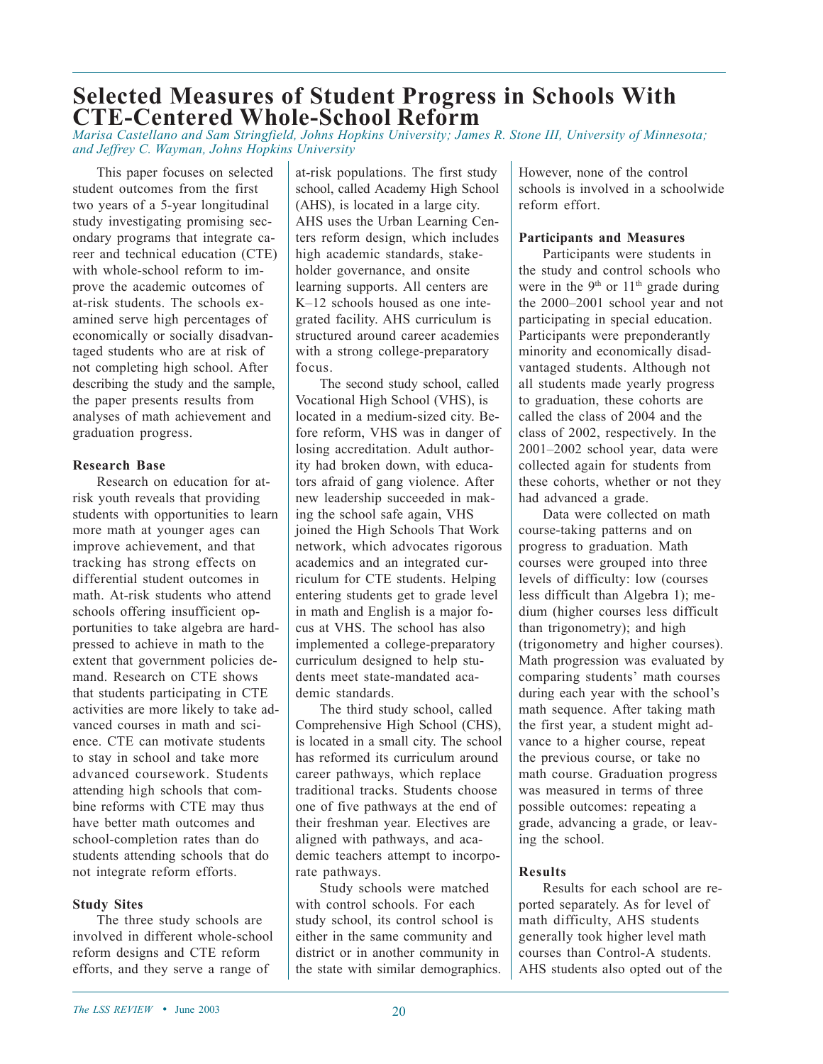# Selected Measures of Student Progress in Schools With CTE-Centered Whole-School Reform

*Marisa Castellano and Sam Stringfield, Johns Hopkins University; James R. Stone III, University of Minnesota; and Jeffrey C. Wayman, Johns Hopkins University*

This paper focuses on selected student outcomes from the first two years of a 5-year longitudinal study investigating promising secondary programs that integrate career and technical education (CTE) with whole-school reform to improve the academic outcomes of at-risk students. The schools examined serve high percentages of economically or socially disadvantaged students who are at risk of not completing high school. After describing the study and the sample, the paper presents results from analyses of math achievement and graduation progress.

**Research Base**

Research on education for at-risk youth reveals that providing students with opportunities to learn more math at younger ages can improve achievement, and that tracking has strong effects on differential student outcomes in math. At-risk students who attend schools offering insufficient opportunities to take algebra are hard-pressed to achieve in math to the extent that government policies demand. Research on CTE shows that students participating in CTE activities are more likely to take advanced courses in math and science. CTE can motivate students to stay in school and take more advanced coursework. Students attending high schools that combine reforms with CTE may thus have better math outcomes and school-completion rates than do students attending schools that do not integrate reform efforts.

**Study Sites**

The three study schools are involved in different whole-school reform designs and CTE reform efforts, and they serve a range of at-risk populations. The first study school, called Academy High School (AHS), is located in a large city. AHS uses the Urban Learning Centers reform design, which includes high academic standards, stakeholder governance, and onsite learning supports. All centers are K–12 schools housed as one integrated facility. AHS curriculum is structured around career academies with a strong college-preparatory focus.

The second study school, called Vocational High School (VHS), is located in a medium-sized city. Before reform, VHS was in danger of losing accreditation. Adult authority had broken down, with educators afraid of gang violence. After new leadership succeeded in making the school safe again, VHS joined the High Schools That Work network, which advocates rigorous academics and an integrated curriculum for CTE students. Helping entering students get to grade level in math and English is a major focus at VHS. The school has also implemented a college-preparatory curriculum designed to help students meet state-mandated academic standards.

The third study school, called Comprehensive High School (CHS), is located in a small city. The school has reformed its curriculum around career pathways, which replace traditional tracks. Students choose one of five pathways at the end of their freshman year. Electives are aligned with pathways, and academic teachers attempt to incorporate pathways.

Study schools were matched with control schools. For each study school, its control school is either in the same community and district or in another community in the state with similar demographics. However, none of the control schools is involved in a schoolwide reform effort.

**Participants and Measures**

Participants were students in the study and control schools who were in the 9th or 11th grade during the 2000–2001 school year and not participating in special education. Participants were preponderantly minority and economically disadvantaged students. Although not all students made yearly progress to graduation, these cohorts are called the class of 2004 and the class of 2002, respectively. In the 2001–2002 school year, data were collected again for students from these cohorts, whether or not they had advanced a grade.

Data were collected on math course-taking patterns and on progress to graduation. Math courses were grouped into three levels of difficulty: low (courses less difficult than Algebra 1); medium (higher courses less difficult than trigonometry); and high (trigonometry and higher courses). Math progression was evaluated by comparing students' math courses during each year with the school's math sequence. After taking math the first year, a student might advance to a higher course, repeat the previous course, or take no math course. Graduation progress was measured in terms of three possible outcomes: repeating a grade, advancing a grade, or leaving the school.

**Results**

Results for each school are reported separately. As for level of math difficulty, AHS students generally took higher level math courses than Control-A students. AHS students also opted out of the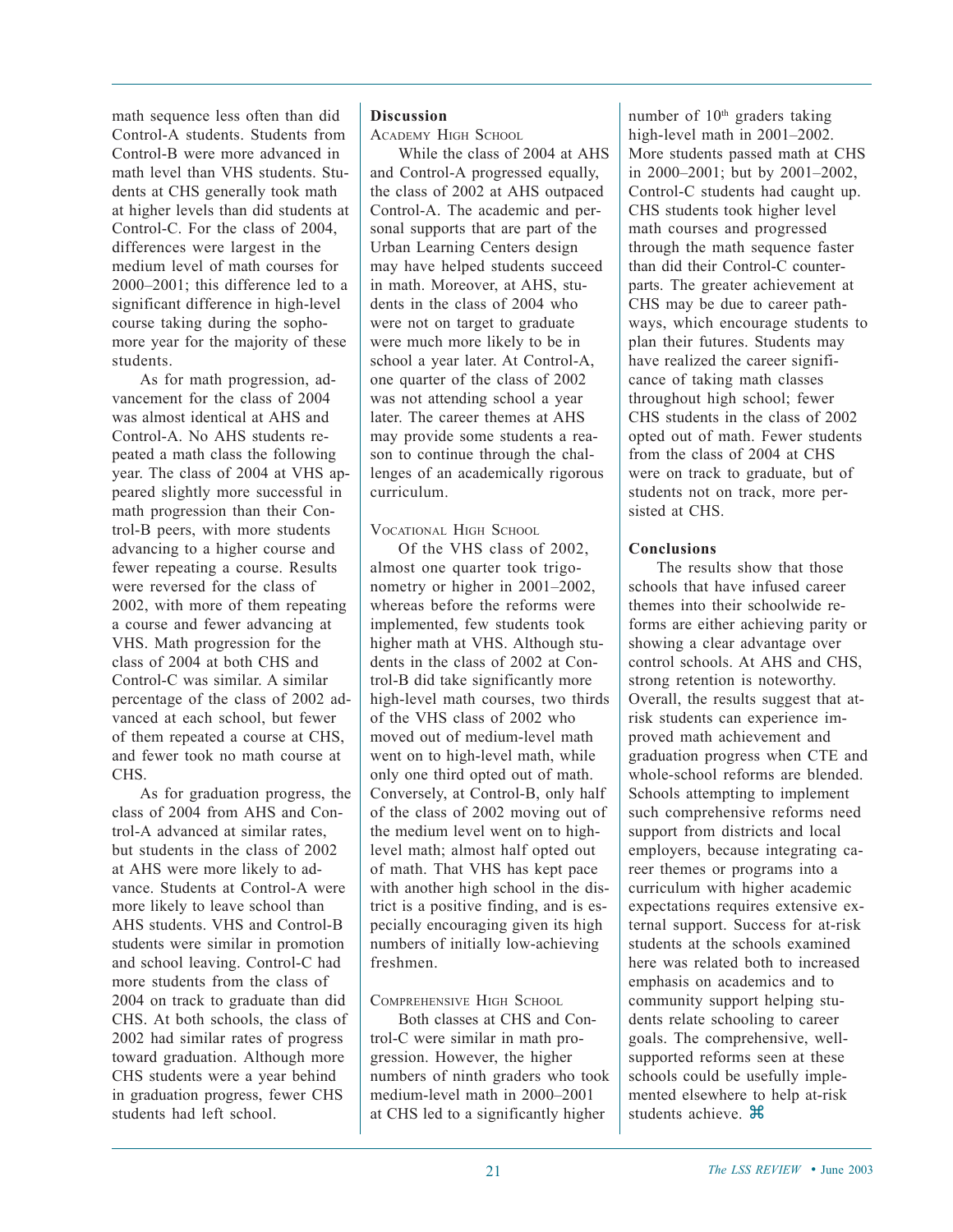math sequence less often than did Control-A students. Students from Control-B were more advanced in math level than VHS students. Students at CHS generally took math at higher levels than did students at Control-C. For the class of 2004, differences were largest in the medium level of math courses for 2000–2001; this difference led to a significant difference in high-level course taking during the sophomore year for the majority of these students.

As for math progression, advancement for the class of 2004 was almost identical at AHS and Control-A. No AHS students repeated a math class the following year. The class of 2004 at VHS appeared slightly more successful in math progression than their Control-B peers, with more students advancing to a higher course and fewer repeating a course. Results were reversed for the class of 2002, with more of them repeating a course and fewer advancing at VHS. Math progression for the class of 2004 at both CHS and Control-C was similar. A similar percentage of the class of 2002 advanced at each school, but fewer of them repeated a course at CHS, and fewer took no math course at CHS.

As for graduation progress, the class of 2004 from AHS and Control-A advanced at similar rates, but students in the class of 2002 at AHS were more likely to advance. Students at Control-A were more likely to leave school than AHS students. VHS and Control-B students were similar in promotion and school leaving. Control-C had more students from the class of 2004 on track to graduate than did CHS. At both schools, the class of 2002 had similar rates of progress toward graduation. Although more CHS students were a year behind in graduation progress, fewer CHS students had left school.

## Discussion

### Academy High School

While the class of 2004 at AHS and Control-A progressed equally, the class of 2002 at AHS outpaced Control-A. The academic and personal supports that are part of the Urban Learning Centers design may have helped students succeed in math. Moreover, at AHS, students in the class of 2004 who were not on target to graduate were much more likely to be in school a year later. At Control-A, one quarter of the class of 2002 was not attending school a year later. The career themes at AHS may provide some students a reason to continue through the challenges of an academically rigorous curriculum.

### Vocational High School

Of the VHS class of 2002, almost one quarter took trigonometry or higher in 2001–2002, whereas before the reforms were implemented, few students took higher math at VHS. Although students in the class of 2002 at Control-B did take significantly more high-level math courses, two thirds of the VHS class of 2002 who moved out of medium-level math went on to high-level math, while only one third opted out of math. Conversely, at Control-B, only half of the class of 2002 moving out of the medium level went on to high-level math; almost half opted out of math. That VHS has kept pace with another high school in the district is a positive finding, and is especially encouraging given its high numbers of initially low-achieving freshmen.

### Comprehensive High School

Both classes at CHS and Control-C were similar in math progression. However, the higher numbers of ninth graders who took medium-level math in 2000–2001 at CHS led to a significantly higher number of 10th graders taking high-level math in 2001–2002. More students passed math at CHS in 2000–2001; but by 2001–2002, Control-C students had caught up. CHS students took higher level math courses and progressed through the math sequence faster than did their Control-C counterparts. The greater achievement at CHS may be due to career pathways, which encourage students to plan their futures. Students may have realized the career significance of taking math classes throughout high school; fewer CHS students in the class of 2002 opted out of math. Fewer students from the class of 2004 at CHS were on track to graduate, but of students not on track, more persisted at CHS.

## Conclusions

The results show that those schools that have infused career themes into their schoolwide reforms are either achieving parity or showing a clear advantage over control schools. At AHS and CHS, strong retention is noteworthy. Overall, the results suggest that at-risk students can experience improved math achievement and graduation progress when CTE and whole-school reforms are blended. Schools attempting to implement such comprehensive reforms need support from districts and local employers, because integrating career themes or programs into a curriculum with higher academic expectations requires extensive external support. Success for at-risk students at the schools examined here was related both to increased emphasis on academics and to community support helping students relate schooling to career goals. The comprehensive, well-supported reforms seen at these schools could be usefully implemented elsewhere to help at-risk students achieve. ⌘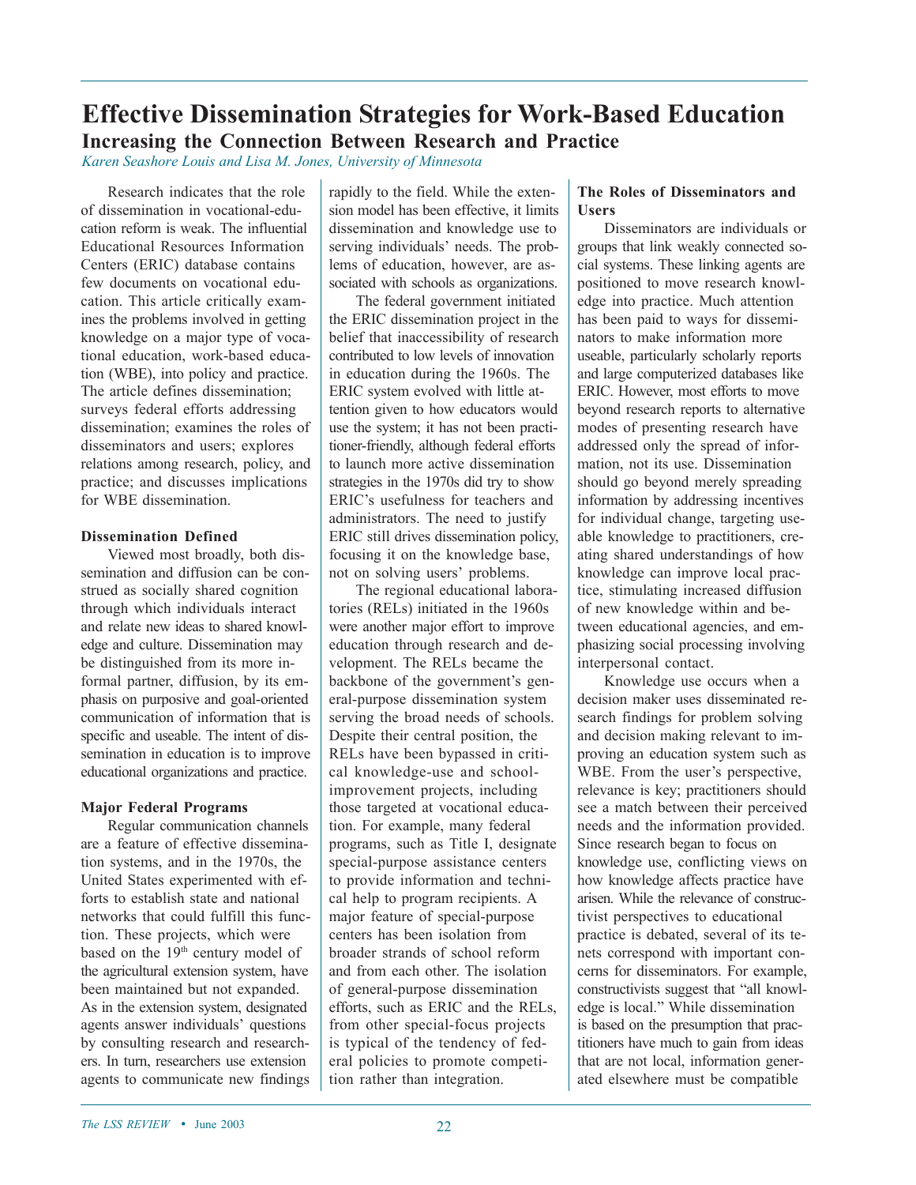# Effective Dissemination Strategies for Work-Based Education

## Increasing the Connection Between Research and Practice

*Karen Seashore Louis and Lisa M. Jones, University of Minnesota*

Research indicates that the role of dissemination in vocational-education reform is weak. The influential Educational Resources Information Centers (ERIC) database contains few documents on vocational education. This article critically examines the problems involved in getting knowledge on a major type of vocational education, work-based education (WBE), into policy and practice. The article defines dissemination; surveys federal efforts addressing dissemination; examines the roles of disseminators and users; explores relations among research, policy, and practice; and discusses implications for WBE dissemination.

**Dissemination Defined**

Viewed most broadly, both dissemination and diffusion can be construed as socially shared cognition through which individuals interact and relate new ideas to shared knowledge and culture. Dissemination may be distinguished from its more informal partner, diffusion, by its emphasis on purposive and goal-oriented communication of information that is specific and useable. The intent of dissemination in education is to improve educational organizations and practice.

**Major Federal Programs**

Regular communication channels are a feature of effective dissemination systems, and in the 1970s, the United States experimented with efforts to establish state and national networks that could fulfill this function. These projects, which were based on the 19th century model of the agricultural extension system, have been maintained but not expanded. As in the extension system, designated agents answer individuals' questions by consulting research and researchers. In turn, researchers use extension agents to communicate new findings rapidly to the field. While the extension model has been effective, it limits dissemination and knowledge use to serving individuals' needs. The problems of education, however, are associated with schools as organizations.

The federal government initiated the ERIC dissemination project in the belief that inaccessibility of research contributed to low levels of innovation in education during the 1960s. The ERIC system evolved with little attention given to how educators would use the system; it has not been practitioner-friendly, although federal efforts to launch more active dissemination strategies in the 1970s did try to show ERIC's usefulness for teachers and administrators. The need to justify ERIC still drives dissemination policy, focusing it on the knowledge base, not on solving users' problems.

The regional educational laboratories (RELs) initiated in the 1960s were another major effort to improve education through research and development. The RELs became the backbone of the government's general-purpose dissemination system serving the broad needs of schools. Despite their central position, the RELs have been bypassed in critical knowledge-use and school-improvement projects, including those targeted at vocational education. For example, many federal programs, such as Title I, designate special-purpose assistance centers to provide information and technical help to program recipients. A major feature of special-purpose centers has been isolation from broader strands of school reform and from each other. The isolation of general-purpose dissemination efforts, such as ERIC and the RELs, from other special-focus projects is typical of the tendency of federal policies to promote competition rather than integration.

**The Roles of Disseminators and Users**

Disseminators are individuals or groups that link weakly connected social systems. These linking agents are positioned to move research knowledge into practice. Much attention has been paid to ways for disseminators to make information more useable, particularly scholarly reports and large computerized databases like ERIC. However, most efforts to move beyond research reports to alternative modes of presenting research have addressed only the spread of information, not its use. Dissemination should go beyond merely spreading information by addressing incentives for individual change, targeting useable knowledge to practitioners, creating shared understandings of how knowledge can improve local practice, stimulating increased diffusion of new knowledge within and between educational agencies, and emphasizing social processing involving interpersonal contact.

Knowledge use occurs when a decision maker uses disseminated research findings for problem solving and decision making relevant to improving an education system such as WBE. From the user's perspective, relevance is key; practitioners should see a match between their perceived needs and the information provided. Since research began to focus on knowledge use, conflicting views on how knowledge affects practice have arisen. While the relevance of constructivist perspectives to educational practice is debated, several of its tenets correspond with important concerns for disseminators. For example, constructivists suggest that "all knowledge is local." While dissemination is based on the presumption that practitioners have much to gain from ideas that are not local, information generated elsewhere must be compatible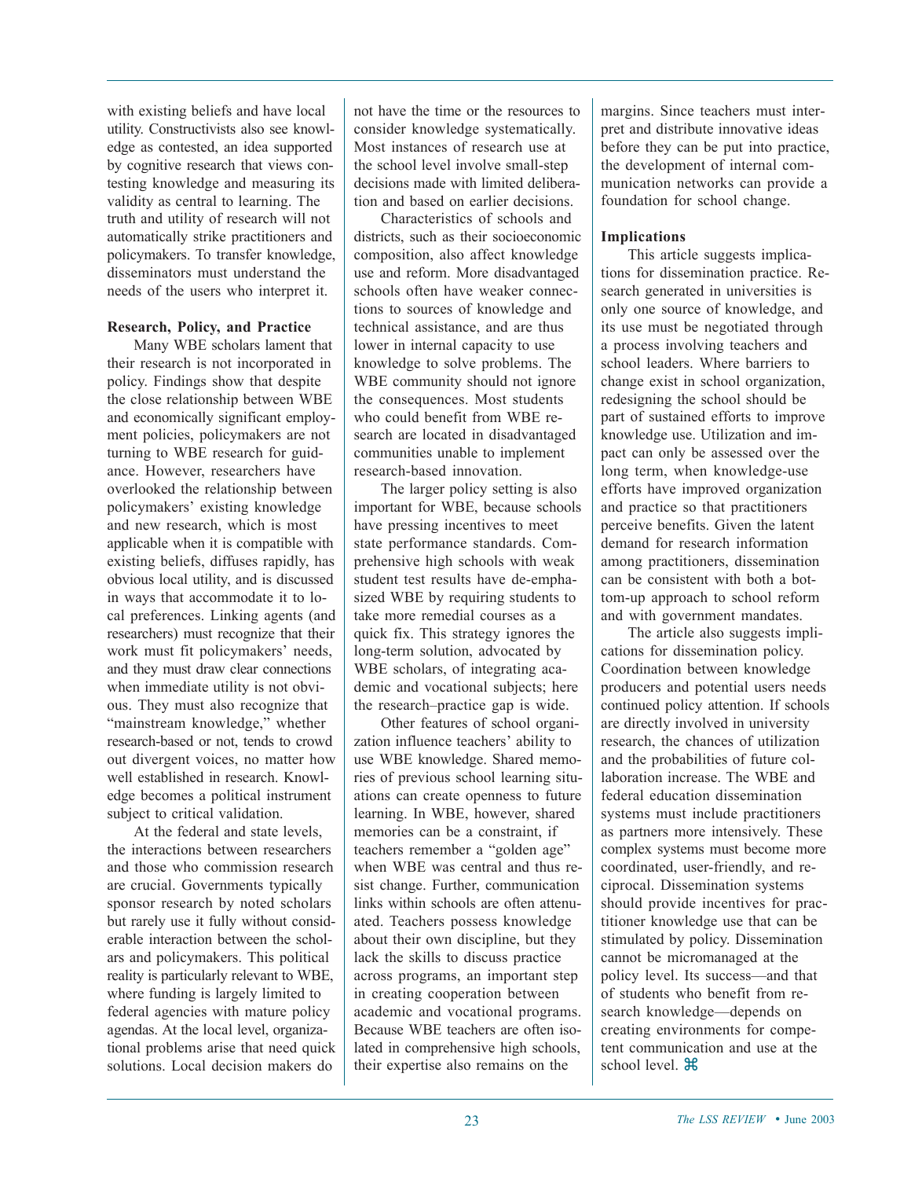with existing beliefs and have local utility. Constructivists also see knowledge as contested, an idea supported by cognitive research that views contesting knowledge and measuring its validity as central to learning. The truth and utility of research will not automatically strike practitioners and policymakers. To transfer knowledge, disseminators must understand the needs of the users who interpret it.

### Research, Policy, and Practice

Many WBE scholars lament that their research is not incorporated in policy. Findings show that despite the close relationship between WBE and economically significant employment policies, policymakers are not turning to WBE research for guidance. However, researchers have overlooked the relationship between policymakers' existing knowledge and new research, which is most applicable when it is compatible with existing beliefs, diffuses rapidly, has obvious local utility, and is discussed in ways that accommodate it to local preferences. Linking agents (and researchers) must recognize that their work must fit policymakers' needs, and they must draw clear connections when immediate utility is not obvious. They must also recognize that "mainstream knowledge," whether research-based or not, tends to crowd out divergent voices, no matter how well established in research. Knowledge becomes a political instrument subject to critical validation.

At the federal and state levels, the interactions between researchers and those who commission research are crucial. Governments typically sponsor research by noted scholars but rarely use it fully without considerable interaction between the scholars and policymakers. This political reality is particularly relevant to WBE, where funding is largely limited to federal agencies with mature policy agendas. At the local level, organizational problems arise that need quick solutions. Local decision makers do not have the time or the resources to consider knowledge systematically. Most instances of research use at the school level involve small-step decisions made with limited deliberation and based on earlier decisions.

Characteristics of schools and districts, such as their socioeconomic composition, also affect knowledge use and reform. More disadvantaged schools often have weaker connections to sources of knowledge and technical assistance, and are thus lower in internal capacity to use knowledge to solve problems. The WBE community should not ignore the consequences. Most students who could benefit from WBE research are located in disadvantaged communities unable to implement research-based innovation.

The larger policy setting is also important for WBE, because schools have pressing incentives to meet state performance standards. Comprehensive high schools with weak student test results have de-emphasized WBE by requiring students to take more remedial courses as a quick fix. This strategy ignores the long-term solution, advocated by WBE scholars, of integrating academic and vocational subjects; here the research–practice gap is wide.

Other features of school organization influence teachers' ability to use WBE knowledge. Shared memories of previous school learning situations can create openness to future learning. In WBE, however, shared memories can be a constraint, if teachers remember a "golden age" when WBE was central and thus resist change. Further, communication links within schools are often attenuated. Teachers possess knowledge about their own discipline, but they lack the skills to discuss practice across programs, an important step in creating cooperation between academic and vocational programs. Because WBE teachers are often isolated in comprehensive high schools, their expertise also remains on the margins. Since teachers must interpret and distribute innovative ideas before they can be put into practice, the development of internal communication networks can provide a foundation for school change.

### Implications

This article suggests implications for dissemination practice. Research generated in universities is only one source of knowledge, and its use must be negotiated through a process involving teachers and school leaders. Where barriers to change exist in school organization, redesigning the school should be part of sustained efforts to improve knowledge use. Utilization and impact can only be assessed over the long term, when knowledge-use efforts have improved organization and practice so that practitioners perceive benefits. Given the latent demand for research information among practitioners, dissemination can be consistent with both a bottom-up approach to school reform and with government mandates.

The article also suggests implications for dissemination policy. Coordination between knowledge producers and potential users needs continued policy attention. If schools are directly involved in university research, the chances of utilization and the probabilities of future collaboration increase. The WBE and federal education dissemination systems must include practitioners as partners more intensively. These complex systems must become more coordinated, user-friendly, and reciprocal. Dissemination systems should provide incentives for practitioner knowledge use that can be stimulated by policy. Dissemination cannot be micromanaged at the policy level. Its success—and that of students who benefit from research knowledge—depends on creating environments for competent communication and use at the school level. ⌘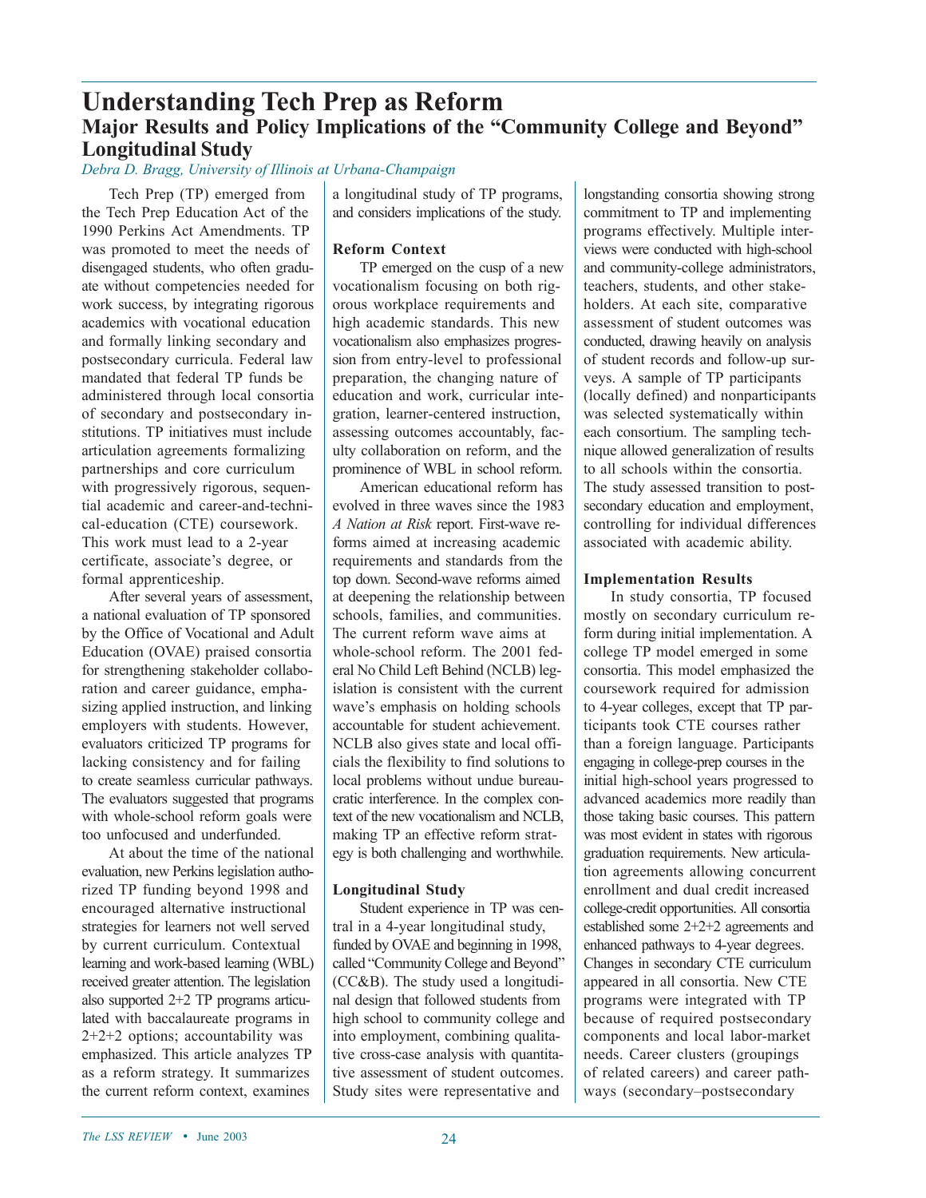# Understanding Tech Prep as Reform

## Major Results and Policy Implications of the "Community College and Beyond" Longitudinal Study

*Debra D. Bragg, University of Illinois at Urbana-Champaign*

Tech Prep (TP) emerged from the Tech Prep Education Act of the 1990 Perkins Act Amendments. TP was promoted to meet the needs of disengaged students, who often graduate without competencies needed for work success, by integrating rigorous academics with vocational education and formally linking secondary and postsecondary curricula. Federal law mandated that federal TP funds be administered through local consortia of secondary and postsecondary institutions. TP initiatives must include articulation agreements formalizing partnerships and core curriculum with progressively rigorous, sequential academic and career-and-technical-education (CTE) coursework. This work must lead to a 2-year certificate, associate's degree, or formal apprenticeship.

After several years of assessment, a national evaluation of TP sponsored by the Office of Vocational and Adult Education (OVAE) praised consortia for strengthening stakeholder collaboration and career guidance, emphasizing applied instruction, and linking employers with students. However, evaluators criticized TP programs for lacking consistency and for failing to create seamless curricular pathways. The evaluators suggested that programs with whole-school reform goals were too unfocused and underfunded.

At about the time of the national evaluation, new Perkins legislation authorized TP funding beyond 1998 and encouraged alternative instructional strategies for learners not well served by current curriculum. Contextual learning and work-based learning (WBL) received greater attention. The legislation also supported 2+2 TP programs articulated with baccalaureate programs in 2+2+2 options; accountability was emphasized. This article analyzes TP as a reform strategy. It summarizes the current reform context, examines a longitudinal study of TP programs, and considers implications of the study.

**Reform Context**

TP emerged on the cusp of a new vocationalism focusing on both rigorous workplace requirements and high academic standards. This new vocationalism also emphasizes progression from entry-level to professional preparation, the changing nature of education and work, curricular integration, learner-centered instruction, assessing outcomes accountably, faculty collaboration on reform, and the prominence of WBL in school reform.

American educational reform has evolved in three waves since the 1983 *A Nation at Risk* report. First-wave reforms aimed at increasing academic requirements and standards from the top down. Second-wave reforms aimed at deepening the relationship between schools, families, and communities. The current reform wave aims at whole-school reform. The 2001 federal No Child Left Behind (NCLB) legislation is consistent with the current wave's emphasis on holding schools accountable for student achievement. NCLB also gives state and local officials the flexibility to find solutions to local problems without undue bureaucratic interference. In the complex context of the new vocationalism and NCLB, making TP an effective reform strategy is both challenging and worthwhile.

**Longitudinal Study**

Student experience in TP was central in a 4-year longitudinal study, funded by OVAE and beginning in 1998, called "Community College and Beyond" (CC&B). The study used a longitudinal design that followed students from high school to community college and into employment, combining qualitative cross-case analysis with quantitative assessment of student outcomes. Study sites were representative and longstanding consortia showing strong commitment to TP and implementing programs effectively. Multiple interviews were conducted with high-school and community-college administrators, teachers, students, and other stakeholders. At each site, comparative assessment of student outcomes was conducted, drawing heavily on analysis of student records and follow-up surveys. A sample of TP participants (locally defined) and nonparticipants was selected systematically within each consortium. The sampling technique allowed generalization of results to all schools within the consortia. The study assessed transition to postsecondary education and employment, controlling for individual differences associated with academic ability.

**Implementation Results**

In study consortia, TP focused mostly on secondary curriculum reform during initial implementation. A college TP model emerged in some consortia. This model emphasized the coursework required for admission to 4-year colleges, except that TP participants took CTE courses rather than a foreign language. Participants engaging in college-prep courses in the initial high-school years progressed to advanced academics more readily than those taking basic courses. This pattern was most evident in states with rigorous graduation requirements. New articulation agreements allowing concurrent enrollment and dual credit increased college-credit opportunities. All consortia established some 2+2+2 agreements and enhanced pathways to 4-year degrees. Changes in secondary CTE curriculum appeared in all consortia. New CTE programs were integrated with TP because of required postsecondary components and local labor-market needs. Career clusters (groupings of related careers) and career pathways (secondary–postsecondary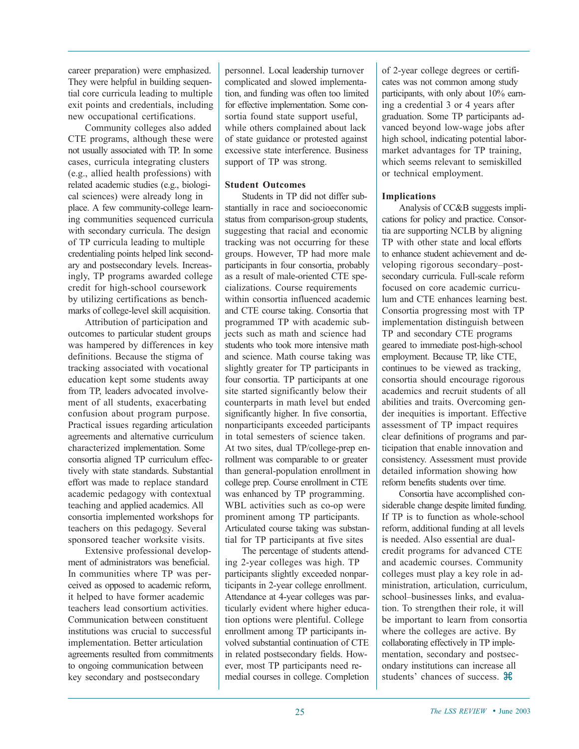career preparation) were emphasized. They were helpful in building sequential core curricula leading to multiple exit points and credentials, including new occupational certifications.

Community colleges also added CTE programs, although these were not usually associated with TP. In some cases, curricula integrating clusters (e.g., allied health professions) with related academic studies (e.g., biological sciences) were already long in place. A few community-college learning communities sequenced curricula with secondary curricula. The design of TP curricula leading to multiple credentialing points helped link secondary and postsecondary levels. Increasingly, TP programs awarded college credit for high-school coursework by utilizing certifications as benchmarks of college-level skill acquisition.

Attribution of participation and outcomes to particular student groups was hampered by differences in key definitions. Because the stigma of tracking associated with vocational education kept some students away from TP, leaders advocated involvement of all students, exacerbating confusion about program purpose. Practical issues regarding articulation agreements and alternative curriculum characterized implementation. Some consortia aligned TP curriculum effectively with state standards. Substantial effort was made to replace standard academic pedagogy with contextual teaching and applied academics. All consortia implemented workshops for teachers on this pedagogy. Several sponsored teacher worksite visits.

Extensive professional development of administrators was beneficial. In communities where TP was perceived as opposed to academic reform, it helped to have former academic teachers lead consortium activities. Communication between constituent institutions was crucial to successful implementation. Better articulation agreements resulted from commitments to ongoing communication between key secondary and postsecondary personnel. Local leadership turnover complicated and slowed implementation, and funding was often too limited for effective implementation. Some consortia found state support useful, while others complained about lack of state guidance or protested against excessive state interference. Business support of TP was strong.

**Student Outcomes**

Students in TP did not differ substantially in race and socioeconomic status from comparison-group students, suggesting that racial and economic tracking was not occurring for these groups. However, TP had more male participants in four consortia, probably as a result of male-oriented CTE specializations. Course requirements within consortia influenced academic and CTE course taking. Consortia that programmed TP with academic subjects such as math and science had students who took more intensive math and science. Math course taking was slightly greater for TP participants in four consortia. TP participants at one site started significantly below their counterparts in math level but ended significantly higher. In five consortia, nonparticipants exceeded participants in total semesters of science taken. At two sites, dual TP/college-prep enrollment was comparable to or greater than general-population enrollment in college prep. Course enrollment in CTE was enhanced by TP programming. WBL activities such as co-op were prominent among TP participants. Articulated course taking was substantial for TP participants at five sites

The percentage of students attending 2-year colleges was high. TP participants slightly exceeded nonparticipants in 2-year college enrollment. Attendance at 4-year colleges was particularly evident where higher education options were plentiful. College enrollment among TP participants involved substantial continuation of CTE in related postsecondary fields. However, most TP participants need remedial courses in college. Completion of 2-year college degrees or certificates was not common among study participants, with only about 10% earning a credential 3 or 4 years after graduation. Some TP participants advanced beyond low-wage jobs after high school, indicating potential labor-market advantages for TP training, which seems relevant to semiskilled or technical employment.

**Implications**

Analysis of CC&B suggests implications for policy and practice. Consortia are supporting NCLB by aligning TP with other state and local efforts to enhance student achievement and developing rigorous secondary–postsecondary curricula. Full-scale reform focused on core academic curriculum and CTE enhances learning best. Consortia progressing most with TP implementation distinguish between TP and secondary CTE programs geared to immediate post-high-school employment. Because TP, like CTE, continues to be viewed as tracking, consortia should encourage rigorous academics and recruit students of all abilities and traits. Overcoming gender inequities is important. Effective assessment of TP impact requires clear definitions of programs and participation that enable innovation and consistency. Assessment must provide detailed information showing how reform benefits students over time.

Consortia have accomplished considerable change despite limited funding. If TP is to function as whole-school reform, additional funding at all levels is needed. Also essential are dual-credit programs for advanced CTE and academic courses. Community colleges must play a key role in administration, articulation, curriculum, school–businesses links, and evaluation. To strengthen their role, it will be important to learn from consortia where the colleges are active. By collaborating effectively in TP implementation, secondary and postsecondary institutions can increase all students' chances of success. ⌘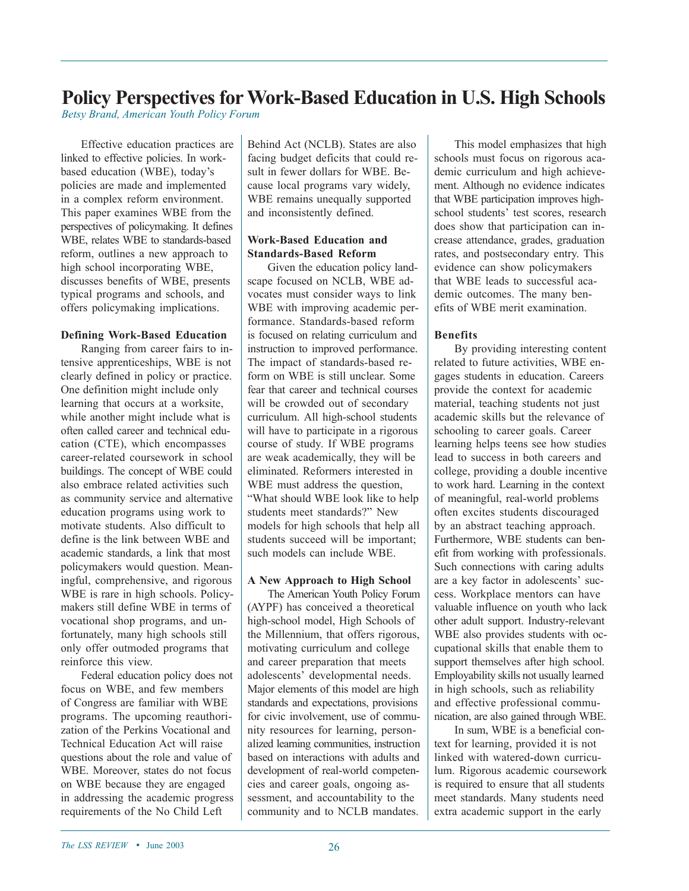# Policy Perspectives for Work-Based Education in U.S. High Schools

*Betsy Brand, American Youth Policy Forum*

Effective education practices are linked to effective policies. In work-based education (WBE), today's policies are made and implemented in a complex reform environment. This paper examines WBE from the perspectives of policymaking. It defines WBE, relates WBE to standards-based reform, outlines a new approach to high school incorporating WBE, discusses benefits of WBE, presents typical programs and schools, and offers policymaking implications.

**Defining Work-Based Education**

Ranging from career fairs to intensive apprenticeships, WBE is not clearly defined in policy or practice. One definition might include only learning that occurs at a worksite, while another might include what is often called career and technical education (CTE), which encompasses career-related coursework in school buildings. The concept of WBE could also embrace related activities such as community service and alternative education programs using work to motivate students. Also difficult to define is the link between WBE and academic standards, a link that most policymakers would question. Meaningful, comprehensive, and rigorous WBE is rare in high schools. Policymakers still define WBE in terms of vocational shop programs, and unfortunately, many high schools still only offer outmoded programs that reinforce this view.

Federal education policy does not focus on WBE, and few members of Congress are familiar with WBE programs. The upcoming reauthorization of the Perkins Vocational and Technical Education Act will raise questions about the role and value of WBE. Moreover, states do not focus on WBE because they are engaged in addressing the academic progress requirements of the No Child Left Behind Act (NCLB). States are also facing budget deficits that could result in fewer dollars for WBE. Because local programs vary widely, WBE remains unequally supported and inconsistently defined.

**Work-Based Education and Standards-Based Reform**

Given the education policy landscape focused on NCLB, WBE advocates must consider ways to link WBE with improving academic performance. Standards-based reform is focused on relating curriculum and instruction to improved performance. The impact of standards-based reform on WBE is still unclear. Some fear that career and technical courses will be crowded out of secondary curriculum. All high-school students will have to participate in a rigorous course of study. If WBE programs are weak academically, they will be eliminated. Reformers interested in WBE must address the question, "What should WBE look like to help students meet standards?" New models for high schools that help all students succeed will be important; such models can include WBE.

**A New Approach to High School**

The American Youth Policy Forum (AYPF) has conceived a theoretical high-school model, High Schools of the Millennium, that offers rigorous, motivating curriculum and college and career preparation that meets adolescents' developmental needs. Major elements of this model are high standards and expectations, provisions for civic involvement, use of community resources for learning, personalized learning communities, instruction based on interactions with adults and development of real-world competencies and career goals, ongoing assessment, and accountability to the community and to NCLB mandates.

This model emphasizes that high schools must focus on rigorous academic curriculum and high achievement. Although no evidence indicates that WBE participation improves high-school students' test scores, research does show that participation can increase attendance, grades, graduation rates, and postsecondary entry. This evidence can show policymakers that WBE leads to successful academic outcomes. The many benefits of WBE merit examination.

**Benefits**

By providing interesting content related to future activities, WBE engages students in education. Careers provide the context for academic material, teaching students not just academic skills but the relevance of schooling to career goals. Career learning helps teens see how studies lead to success in both careers and college, providing a double incentive to work hard. Learning in the context of meaningful, real-world problems often excites students discouraged by an abstract teaching approach. Furthermore, WBE students can benefit from working with professionals. Such connections with caring adults are a key factor in adolescents' success. Workplace mentors can have valuable influence on youth who lack other adult support. Industry-relevant WBE also provides students with occupational skills that enable them to support themselves after high school. Employability skills not usually learned in high schools, such as reliability and effective professional communication, are also gained through WBE.

In sum, WBE is a beneficial context for learning, provided it is not linked with watered-down curriculum. Rigorous academic coursework is required to ensure that all students meet standards. Many students need extra academic support in the early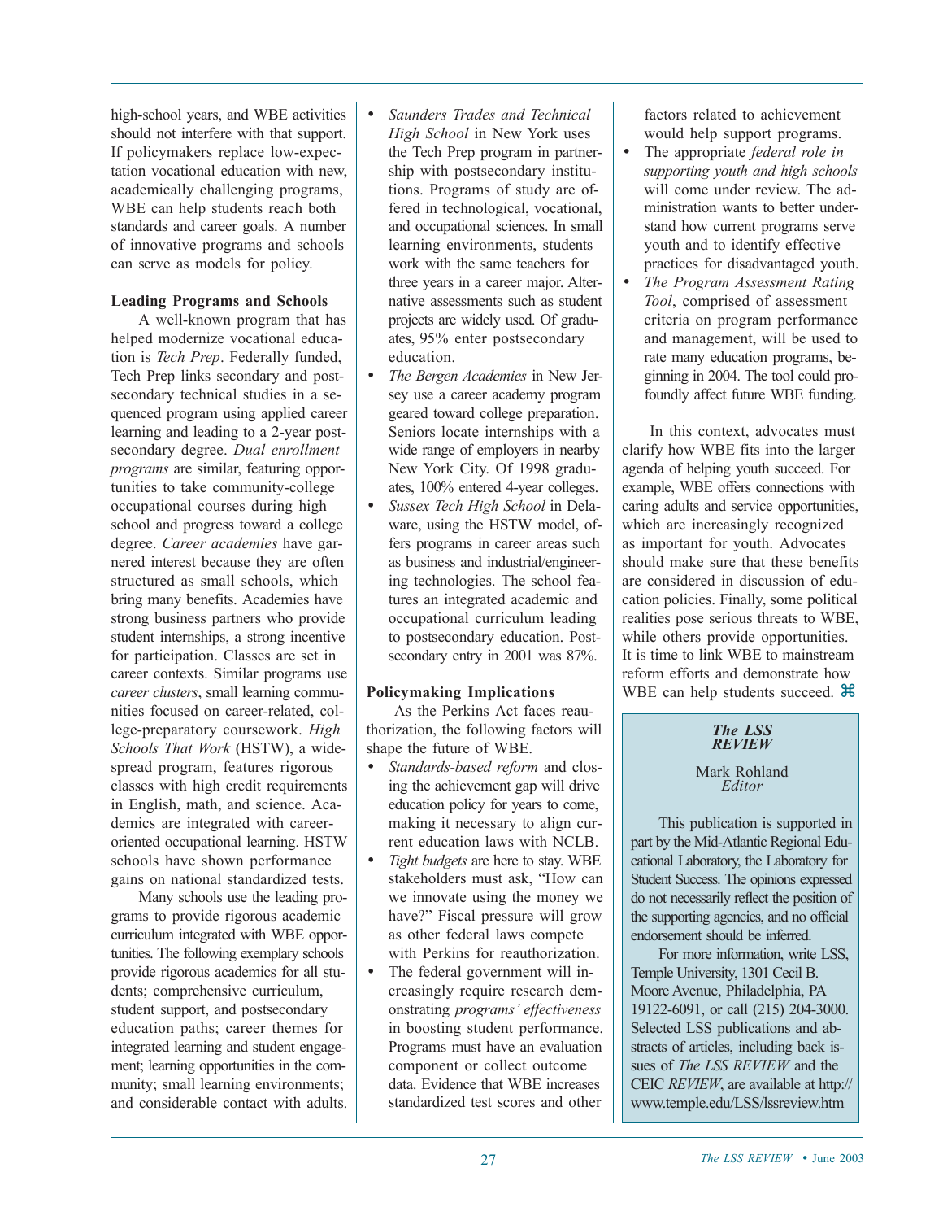high-school years, and WBE activities should not interfere with that support. If policymakers replace low-expectation vocational education with new, academically challenging programs, WBE can help students reach both standards and career goals. A number of innovative programs and schools can serve as models for policy.

**Leading Programs and Schools**

A well-known program that has helped modernize vocational education is *Tech Prep*. Federally funded, Tech Prep links secondary and postsecondary technical studies in a sequenced program using applied career learning and leading to a 2-year postsecondary degree. *Dual enrollment programs* are similar, featuring opportunities to take community-college occupational courses during high school and progress toward a college degree. *Career academies* have garnered interest because they are often structured as small schools, which bring many benefits. Academies have strong business partners who provide student internships, a strong incentive for participation. Classes are set in career contexts. Similar programs use *career clusters*, small learning communities focused on career-related, college-preparatory coursework. *High Schools That Work* (HSTW), a widespread program, features rigorous classes with high credit requirements in English, math, and science. Academics are integrated with career-oriented occupational learning. HSTW schools have shown performance gains on national standardized tests.

Many schools use the leading programs to provide rigorous academic curriculum integrated with WBE opportunities. The following exemplary schools provide rigorous academics for all students; comprehensive curriculum, student support, and postsecondary education paths; career themes for integrated learning and student engagement; learning opportunities in the community; small learning environments; and considerable contact with adults.

- *Saunders Trades and Technical High School* in New York uses the Tech Prep program in partnership with postsecondary institutions. Programs of study are offered in technological, vocational, and occupational sciences. In small learning environments, students work with the same teachers for three years in a career major. Alternative assessments such as student projects are widely used. Of graduates, 95% enter postsecondary education.
- *The Bergen Academies* in New Jersey use a career academy program geared toward college preparation. Seniors locate internships with a wide range of employers in nearby New York City. Of 1998 graduates, 100% entered 4-year colleges.
- *Sussex Tech High School* in Delaware, using the HSTW model, offers programs in career areas such as business and industrial/engineering technologies. The school features an integrated academic and occupational curriculum leading to postsecondary education. Postsecondary entry in 2001 was 87%.

**Policymaking Implications**

As the Perkins Act faces reauthorization, the following factors will shape the future of WBE.

- *Standards-based reform* and closing the achievement gap will drive education policy for years to come, making it necessary to align current education laws with NCLB.
- *Tight budgets* are here to stay. WBE stakeholders must ask, "How can we innovate using the money we have?" Fiscal pressure will grow as other federal laws compete with Perkins for reauthorization.
- The federal government will increasingly require research demonstrating *programs' effectiveness* in boosting student performance. Programs must have an evaluation component or collect outcome data. Evidence that WBE increases standardized test scores and other factors related to achievement would help support programs.
- The appropriate *federal role in supporting youth and high schools* will come under review. The administration wants to better understand how current programs serve youth and to identify effective practices for disadvantaged youth.
- *The Program Assessment Rating Tool*, comprised of assessment criteria on program performance and management, will be used to rate many education programs, beginning in 2004. The tool could profoundly affect future WBE funding.

In this context, advocates must clarify how WBE fits into the larger agenda of helping youth succeed. For example, WBE offers connections with caring adults and service opportunities, which are increasingly recognized as important for youth. Advocates should make sure that these benefits are considered in discussion of education policies. Finally, some political realities pose serious threats to WBE, while others provide opportunities. It is time to link WBE to mainstream reform efforts and demonstrate how WBE can help students succeed. ⌘

---

***The LSS REVIEW***

Mark Rohland
*Editor*

This publication is supported in part by the Mid-Atlantic Regional Educational Laboratory, the Laboratory for Student Success. The opinions expressed do not necessarily reflect the position of the supporting agencies, and no official endorsement should be inferred.

For more information, write LSS, Temple University, 1301 Cecil B. Moore Avenue, Philadelphia, PA 19122-6091, or call (215) 204-3000. Selected LSS publications and abstracts of articles, including back issues of *The LSS REVIEW* and the CEIC *REVIEW*, are available at http://www.temple.edu/LSS/lssreview.htm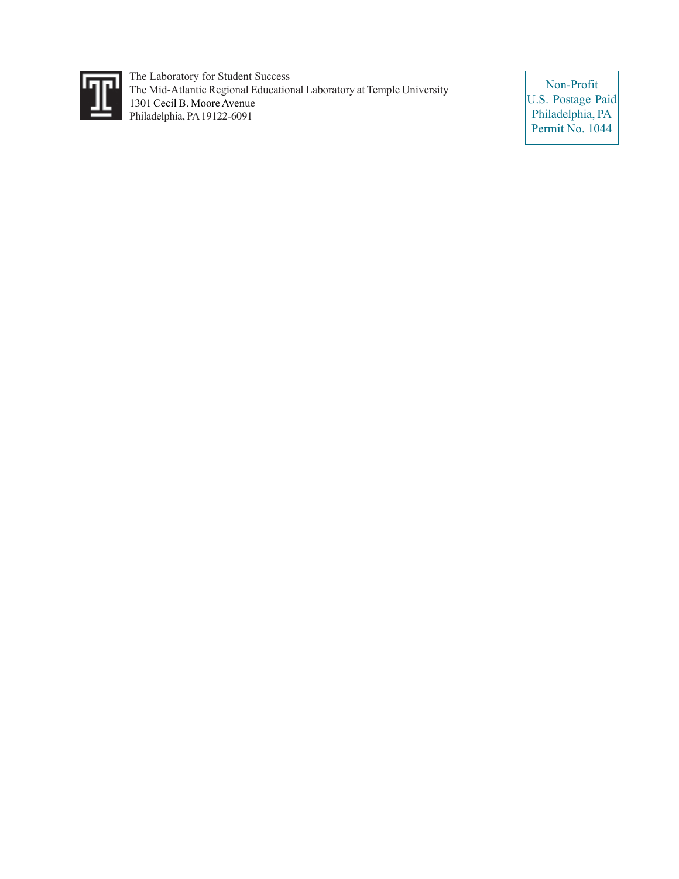The Laboratory for Student Success
The Mid-Atlantic Regional Educational Laboratory at Temple University
1301 Cecil B. Moore Avenue
Philadelphia, PA 19122-6091

Non-Profit
U.S. Postage Paid
Philadelphia, PA
Permit No. 1044